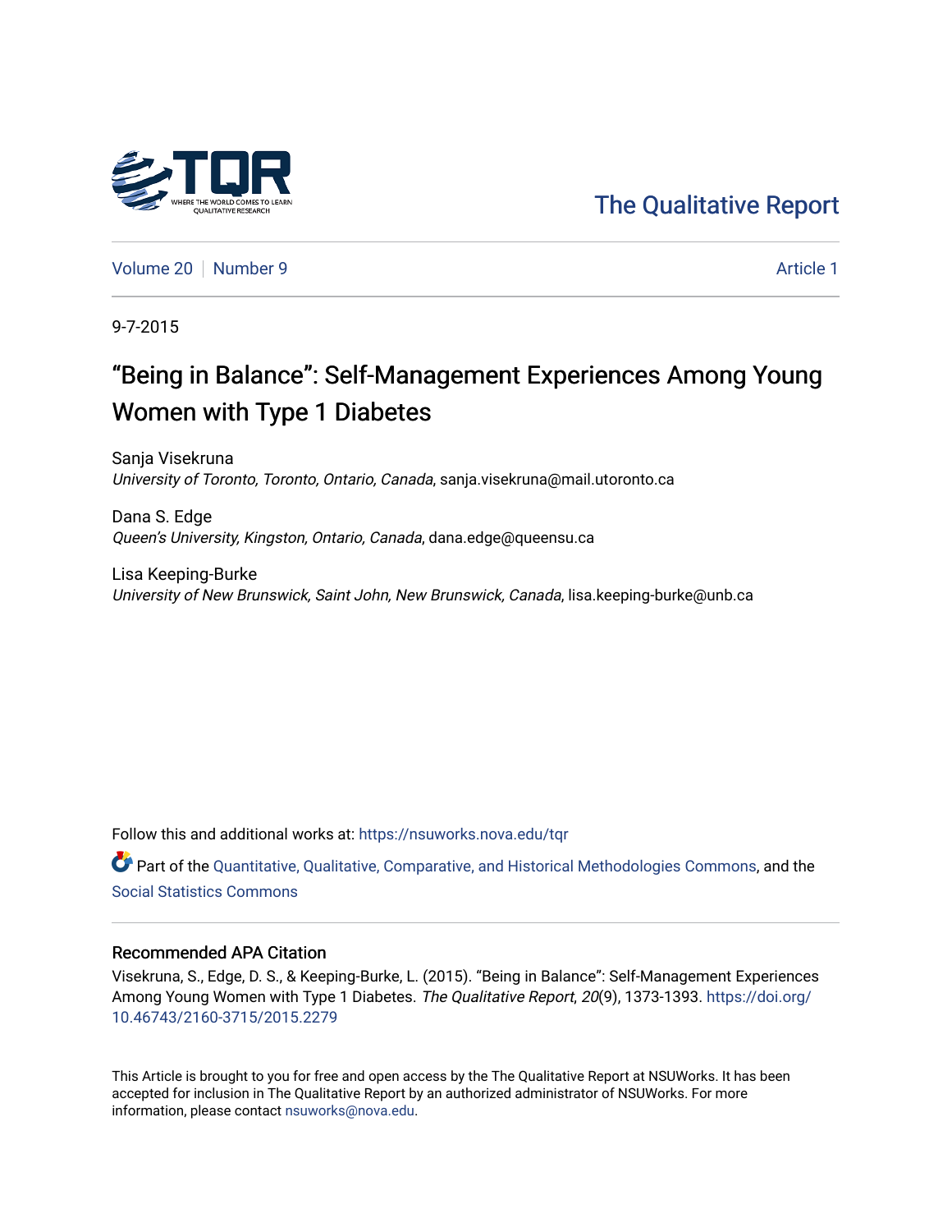The Qualitative Report

Volume 20 | Number 9 | Article 1

9-7-2015

# "Being in Balance": Self-Management Experiences Among Young Women with Type 1 Diabetes

Sanja Visekruna
*University of Toronto, Toronto, Ontario, Canada*, sanja.visekruna@mail.utoronto.ca

Dana S. Edge
*Queen's University, Kingston, Ontario, Canada*, dana.edge@queensu.ca

Lisa Keeping-Burke
*University of New Brunswick, Saint John, New Brunswick, Canada*, lisa.keeping-burke@unb.ca

Follow this and additional works at: https://nsuworks.nova.edu/tqr

Part of the Quantitative, Qualitative, Comparative, and Historical Methodologies Commons, and the Social Statistics Commons

## Recommended APA Citation

Visekruna, S., Edge, D. S., & Keeping-Burke, L. (2015). "Being in Balance": Self-Management Experiences Among Young Women with Type 1 Diabetes. *The Qualitative Report*, *20*(9), 1373-1393. https://doi.org/10.46743/2160-3715/2015.2279

This Article is brought to you for free and open access by the The Qualitative Report at NSUWorks. It has been accepted for inclusion in The Qualitative Report by an authorized administrator of NSUWorks. For more information, please contact nsuworks@nova.edu.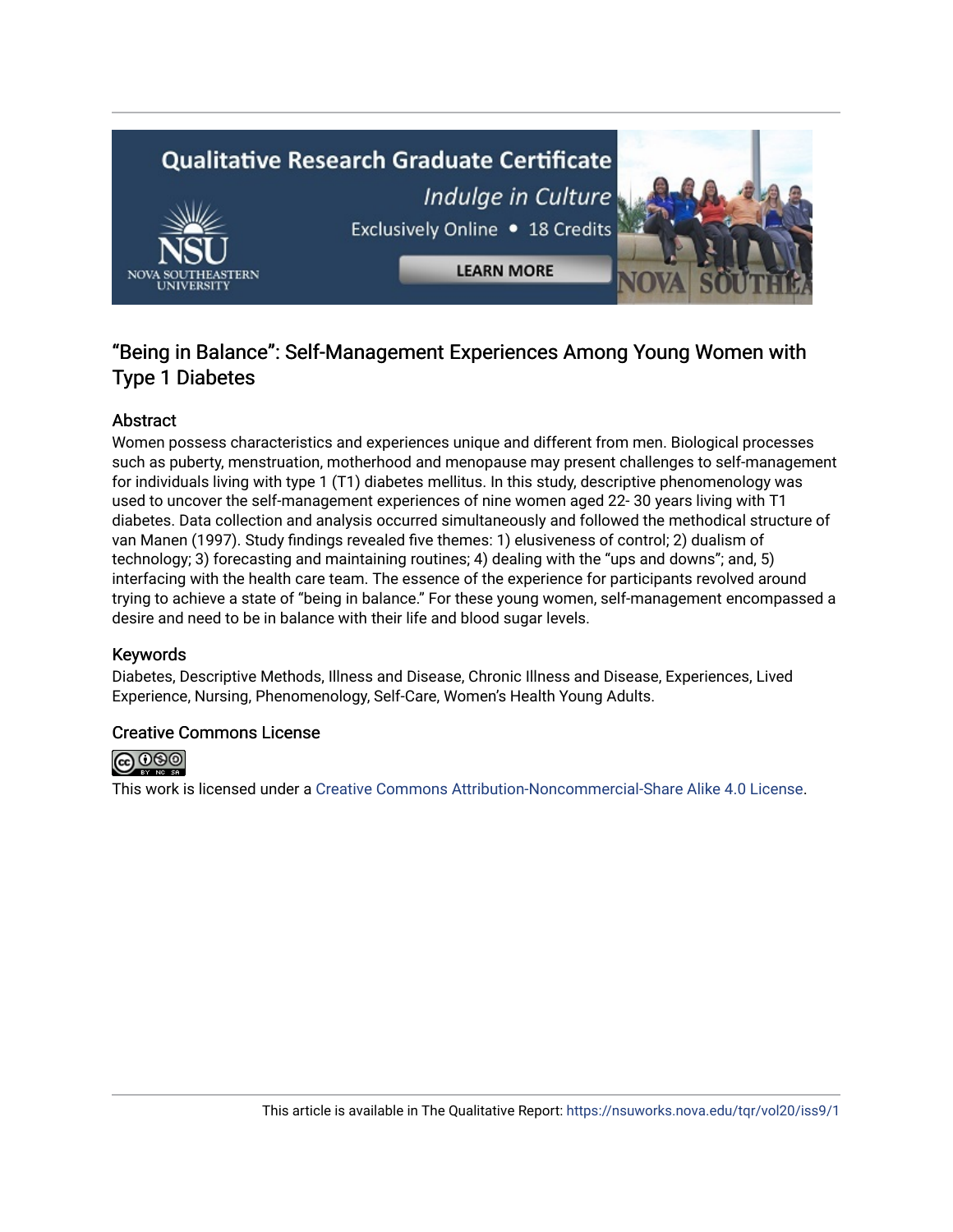# “Being in Balance”: Self-Management Experiences Among Young Women with Type 1 Diabetes

## Abstract

Women possess characteristics and experiences unique and different from men. Biological processes such as puberty, menstruation, motherhood and menopause may present challenges to self-management for individuals living with type 1 (T1) diabetes mellitus. In this study, descriptive phenomenology was used to uncover the self-management experiences of nine women aged 22- 30 years living with T1 diabetes. Data collection and analysis occurred simultaneously and followed the methodical structure of van Manen (1997). Study findings revealed five themes: 1) elusiveness of control; 2) dualism of technology; 3) forecasting and maintaining routines; 4) dealing with the “ups and downs”; and, 5) interfacing with the health care team. The essence of the experience for participants revolved around trying to achieve a state of “being in balance.” For these young women, self-management encompassed a desire and need to be in balance with their life and blood sugar levels.

## Keywords

Diabetes, Descriptive Methods, Illness and Disease, Chronic Illness and Disease, Experiences, Lived Experience, Nursing, Phenomenology, Self-Care, Women’s Health Young Adults.

## Creative Commons License

This work is licensed under a Creative Commons Attribution-Noncommercial-Share Alike 4.0 License.

This article is available in The Qualitative Report: https://nsuworks.nova.edu/tqr/vol20/iss9/1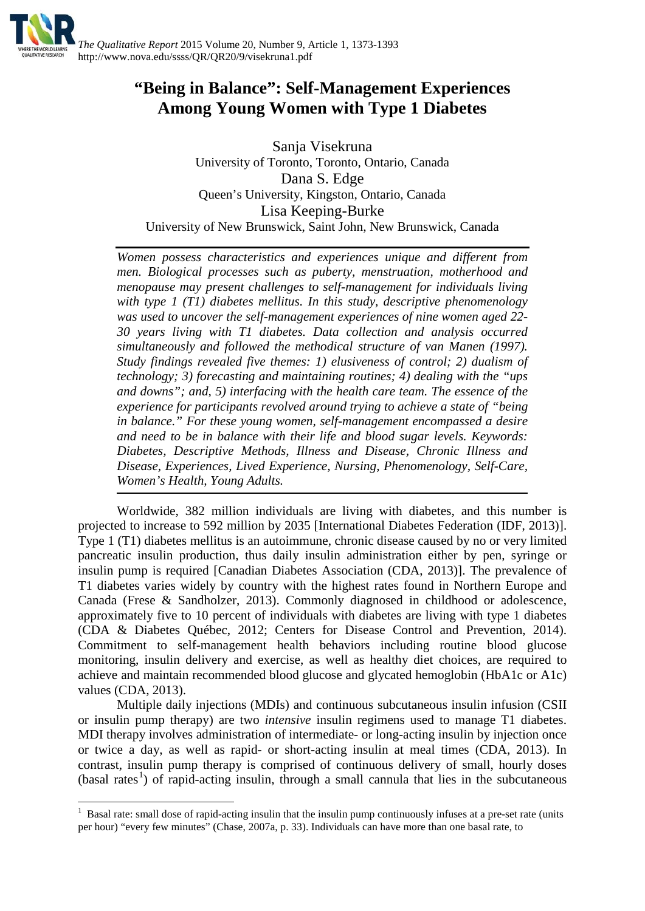# "Being in Balance": Self-Management Experiences Among Young Women with Type 1 Diabetes

Sanja Visekruna
University of Toronto, Toronto, Ontario, Canada

Dana S. Edge
Queen's University, Kingston, Ontario, Canada

Lisa Keeping-Burke
University of New Brunswick, Saint John, New Brunswick, Canada

*Women possess characteristics and experiences unique and different from men. Biological processes such as puberty, menstruation, motherhood and menopause may present challenges to self-management for individuals living with type 1 (T1) diabetes mellitus. In this study, descriptive phenomenology was used to uncover the self-management experiences of nine women aged 22-30 years living with T1 diabetes. Data collection and analysis occurred simultaneously and followed the methodical structure of van Manen (1997). Study findings revealed five themes: 1) elusiveness of control; 2) dualism of technology; 3) forecasting and maintaining routines; 4) dealing with the "ups and downs"; and, 5) interfacing with the health care team. The essence of the experience for participants revolved around trying to achieve a state of "being in balance." For these young women, self-management encompassed a desire and need to be in balance with their life and blood sugar levels. Keywords: Diabetes, Descriptive Methods, Illness and Disease, Chronic Illness and Disease, Experiences, Lived Experience, Nursing, Phenomenology, Self-Care, Women's Health, Young Adults.*

Worldwide, 382 million individuals are living with diabetes, and this number is projected to increase to 592 million by 2035 [International Diabetes Federation (IDF, 2013)]. Type 1 (T1) diabetes mellitus is an autoimmune, chronic disease caused by no or very limited pancreatic insulin production, thus daily insulin administration either by pen, syringe or insulin pump is required [Canadian Diabetes Association (CDA, 2013)]. The prevalence of T1 diabetes varies widely by country with the highest rates found in Northern Europe and Canada (Frese & Sandholzer, 2013). Commonly diagnosed in childhood or adolescence, approximately five to 10 percent of individuals with diabetes are living with type 1 diabetes (CDA & Diabetes Québec, 2012; Centers for Disease Control and Prevention, 2014). Commitment to self-management health behaviors including routine blood glucose monitoring, insulin delivery and exercise, as well as healthy diet choices, are required to achieve and maintain recommended blood glucose and glycated hemoglobin (HbA1c or A1c) values (CDA, 2013).

Multiple daily injections (MDIs) and continuous subcutaneous insulin infusion (CSII or insulin pump therapy) are two *intensive* insulin regimens used to manage T1 diabetes. MDI therapy involves administration of intermediate- or long-acting insulin by injection once or twice a day, as well as rapid- or short-acting insulin at meal times (CDA, 2013). In contrast, insulin pump therapy is comprised of continuous delivery of small, hourly doses (basal rates[1]) of rapid-acting insulin, through a small cannula that lies in the subcutaneous

[1] Basal rate: small dose of rapid-acting insulin that the insulin pump continuously infuses at a pre-set rate (units per hour) "every few minutes" (Chase, 2007a, p. 33). Individuals can have more than one basal rate, to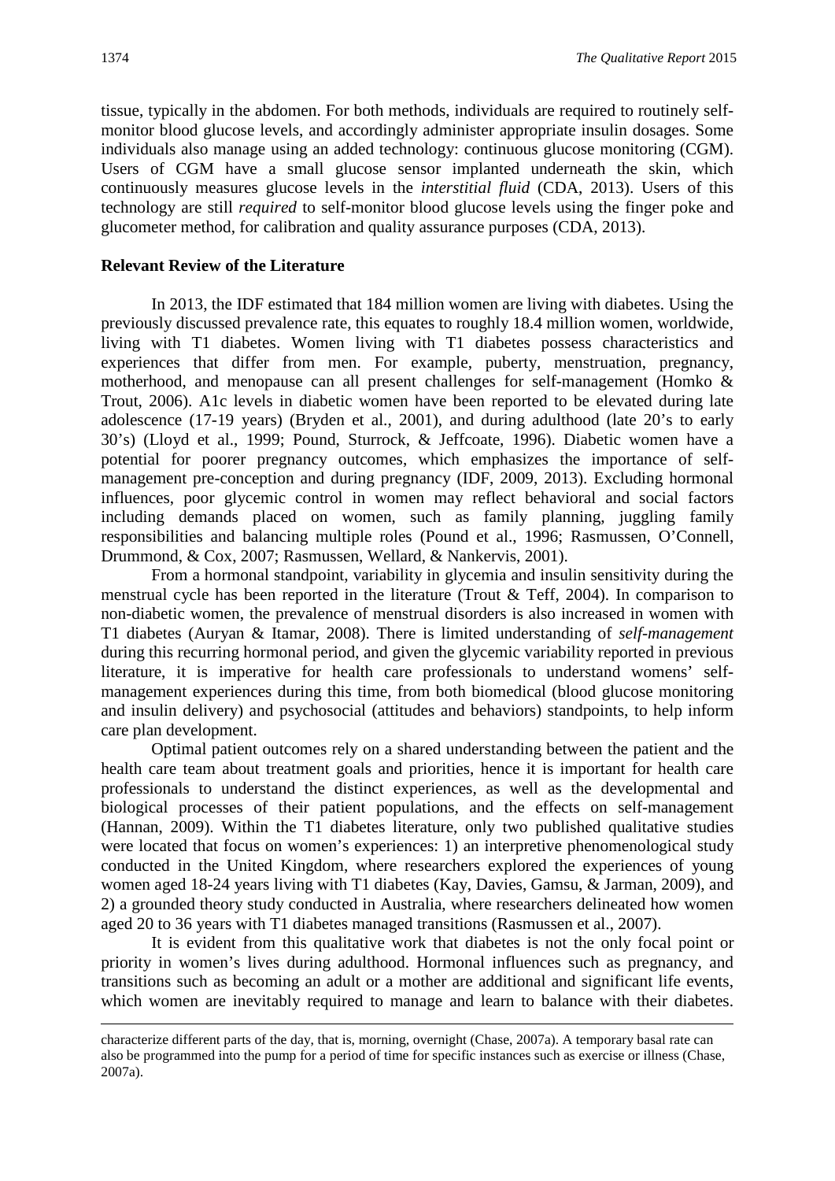tissue, typically in the abdomen. For both methods, individuals are required to routinely self-monitor blood glucose levels, and accordingly administer appropriate insulin dosages. Some individuals also manage using an added technology: continuous glucose monitoring (CGM). Users of CGM have a small glucose sensor implanted underneath the skin, which continuously measures glucose levels in the *interstitial fluid* (CDA, 2013). Users of this technology are still *required* to self-monitor blood glucose levels using the finger poke and glucometer method, for calibration and quality assurance purposes (CDA, 2013).

**Relevant Review of the Literature**

In 2013, the IDF estimated that 184 million women are living with diabetes. Using the previously discussed prevalence rate, this equates to roughly 18.4 million women, worldwide, living with T1 diabetes. Women living with T1 diabetes possess characteristics and experiences that differ from men. For example, puberty, menstruation, pregnancy, motherhood, and menopause can all present challenges for self-management (Homko & Trout, 2006). A1c levels in diabetic women have been reported to be elevated during late adolescence (17-19 years) (Bryden et al., 2001), and during adulthood (late 20's to early 30's) (Lloyd et al., 1999; Pound, Sturrock, & Jeffcoate, 1996). Diabetic women have a potential for poorer pregnancy outcomes, which emphasizes the importance of self-management pre-conception and during pregnancy (IDF, 2009, 2013). Excluding hormonal influences, poor glycemic control in women may reflect behavioral and social factors including demands placed on women, such as family planning, juggling family responsibilities and balancing multiple roles (Pound et al., 1996; Rasmussen, O'Connell, Drummond, & Cox, 2007; Rasmussen, Wellard, & Nankervis, 2001).

From a hormonal standpoint, variability in glycemia and insulin sensitivity during the menstrual cycle has been reported in the literature (Trout & Teff, 2004). In comparison to non-diabetic women, the prevalence of menstrual disorders is also increased in women with T1 diabetes (Auryan & Itamar, 2008). There is limited understanding of *self-management* during this recurring hormonal period, and given the glycemic variability reported in previous literature, it is imperative for health care professionals to understand womens' self-management experiences during this time, from both biomedical (blood glucose monitoring and insulin delivery) and psychosocial (attitudes and behaviors) standpoints, to help inform care plan development.

Optimal patient outcomes rely on a shared understanding between the patient and the health care team about treatment goals and priorities, hence it is important for health care professionals to understand the distinct experiences, as well as the developmental and biological processes of their patient populations, and the effects on self-management (Hannan, 2009). Within the T1 diabetes literature, only two published qualitative studies were located that focus on women's experiences: 1) an interpretive phenomenological study conducted in the United Kingdom, where researchers explored the experiences of young women aged 18-24 years living with T1 diabetes (Kay, Davies, Gamsu, & Jarman, 2009), and 2) a grounded theory study conducted in Australia, where researchers delineated how women aged 20 to 36 years with T1 diabetes managed transitions (Rasmussen et al., 2007).

It is evident from this qualitative work that diabetes is not the only focal point or priority in women's lives during adulthood. Hormonal influences such as pregnancy, and transitions such as becoming an adult or a mother are additional and significant life events, which women are inevitably required to manage and learn to balance with their diabetes.

---

characterize different parts of the day, that is, morning, overnight (Chase, 2007a). A temporary basal rate can also be programmed into the pump for a period of time for specific instances such as exercise or illness (Chase, 2007a).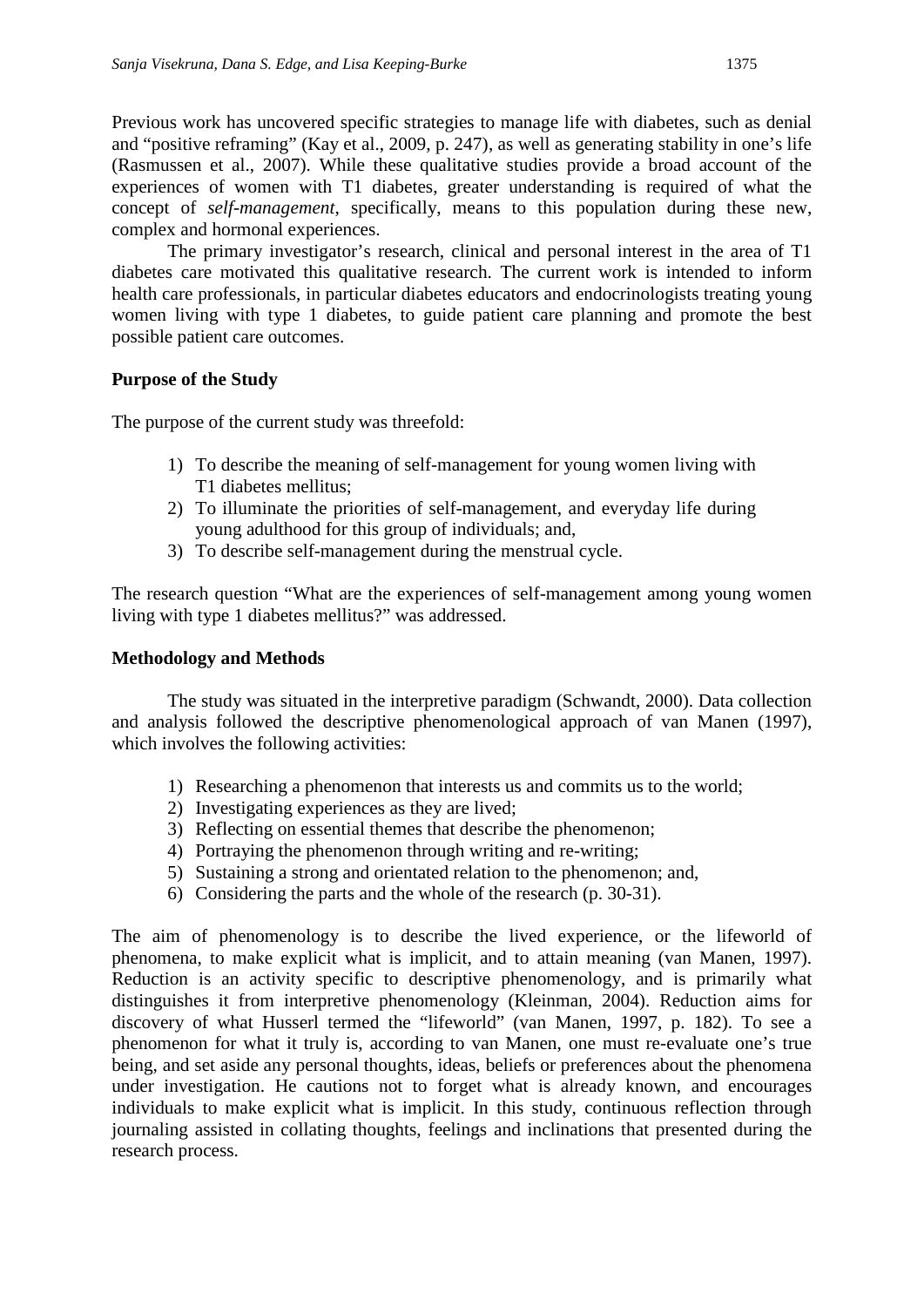Previous work has uncovered specific strategies to manage life with diabetes, such as denial and “positive reframing” (Kay et al., 2009, p. 247), as well as generating stability in one’s life (Rasmussen et al., 2007). While these qualitative studies provide a broad account of the experiences of women with T1 diabetes, greater understanding is required of what the concept of *self-management*, specifically, means to this population during these new, complex and hormonal experiences.

The primary investigator’s research, clinical and personal interest in the area of T1 diabetes care motivated this qualitative research. The current work is intended to inform health care professionals, in particular diabetes educators and endocrinologists treating young women living with type 1 diabetes, to guide patient care planning and promote the best possible patient care outcomes.

## Purpose of the Study

The purpose of the current study was threefold:

1) To describe the meaning of self-management for young women living with T1 diabetes mellitus;
2) To illuminate the priorities of self-management, and everyday life during young adulthood for this group of individuals; and,
3) To describe self-management during the menstrual cycle.

The research question “What are the experiences of self-management among young women living with type 1 diabetes mellitus?” was addressed.

## Methodology and Methods

The study was situated in the interpretive paradigm (Schwandt, 2000). Data collection and analysis followed the descriptive phenomenological approach of van Manen (1997), which involves the following activities:

1) Researching a phenomenon that interests us and commits us to the world;
2) Investigating experiences as they are lived;
3) Reflecting on essential themes that describe the phenomenon;
4) Portraying the phenomenon through writing and re-writing;
5) Sustaining a strong and orientated relation to the phenomenon; and,
6) Considering the parts and the whole of the research (p. 30-31).

The aim of phenomenology is to describe the lived experience, or the lifeworld of phenomena, to make explicit what is implicit, and to attain meaning (van Manen, 1997). Reduction is an activity specific to descriptive phenomenology, and is primarily what distinguishes it from interpretive phenomenology (Kleinman, 2004). Reduction aims for discovery of what Husserl termed the “lifeworld” (van Manen, 1997, p. 182). To see a phenomenon for what it truly is, according to van Manen, one must re-evaluate one’s true being, and set aside any personal thoughts, ideas, beliefs or preferences about the phenomena under investigation. He cautions not to forget what is already known, and encourages individuals to make explicit what is implicit. In this study, continuous reflection through journaling assisted in collating thoughts, feelings and inclinations that presented during the research process.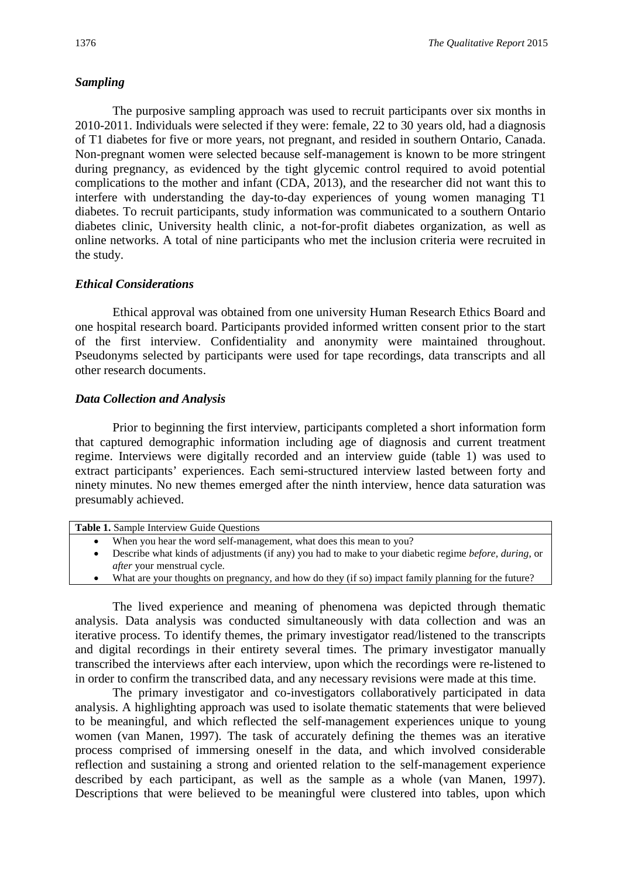### *Sampling*

The purposive sampling approach was used to recruit participants over six months in 2010-2011. Individuals were selected if they were: female, 22 to 30 years old, had a diagnosis of T1 diabetes for five or more years, not pregnant, and resided in southern Ontario, Canada. Non-pregnant women were selected because self-management is known to be more stringent during pregnancy, as evidenced by the tight glycemic control required to avoid potential complications to the mother and infant (CDA, 2013), and the researcher did not want this to interfere with understanding the day-to-day experiences of young women managing T1 diabetes. To recruit participants, study information was communicated to a southern Ontario diabetes clinic, University health clinic, a not-for-profit diabetes organization, as well as online networks. A total of nine participants who met the inclusion criteria were recruited in the study.

### *Ethical Considerations*

Ethical approval was obtained from one university Human Research Ethics Board and one hospital research board. Participants provided informed written consent prior to the start of the first interview. Confidentiality and anonymity were maintained throughout. Pseudonyms selected by participants were used for tape recordings, data transcripts and all other research documents.

### *Data Collection and Analysis*

Prior to beginning the first interview, participants completed a short information form that captured demographic information including age of diagnosis and current treatment regime. Interviews were digitally recorded and an interview guide (table 1) was used to extract participants' experiences. Each semi-structured interview lasted between forty and ninety minutes. No new themes emerged after the ninth interview, hence data saturation was presumably achieved.

| **Table 1.** Sample Interview Guide Questions |
|---|
| • When you hear the word self-management, what does this mean to you? |
| • Describe what kinds of adjustments (if any) you had to make to your diabetic regime *before*, *during*, or *after* your menstrual cycle. |
| • What are your thoughts on pregnancy, and how do they (if so) impact family planning for the future? |

The lived experience and meaning of phenomena was depicted through thematic analysis. Data analysis was conducted simultaneously with data collection and was an iterative process. To identify themes, the primary investigator read/listened to the transcripts and digital recordings in their entirety several times. The primary investigator manually transcribed the interviews after each interview, upon which the recordings were re-listened to in order to confirm the transcribed data, and any necessary revisions were made at this time.

The primary investigator and co-investigators collaboratively participated in data analysis. A highlighting approach was used to isolate thematic statements that were believed to be meaningful, and which reflected the self-management experiences unique to young women (van Manen, 1997). The task of accurately defining the themes was an iterative process comprised of immersing oneself in the data, and which involved considerable reflection and sustaining a strong and oriented relation to the self-management experience described by each participant, as well as the sample as a whole (van Manen, 1997). Descriptions that were believed to be meaningful were clustered into tables, upon which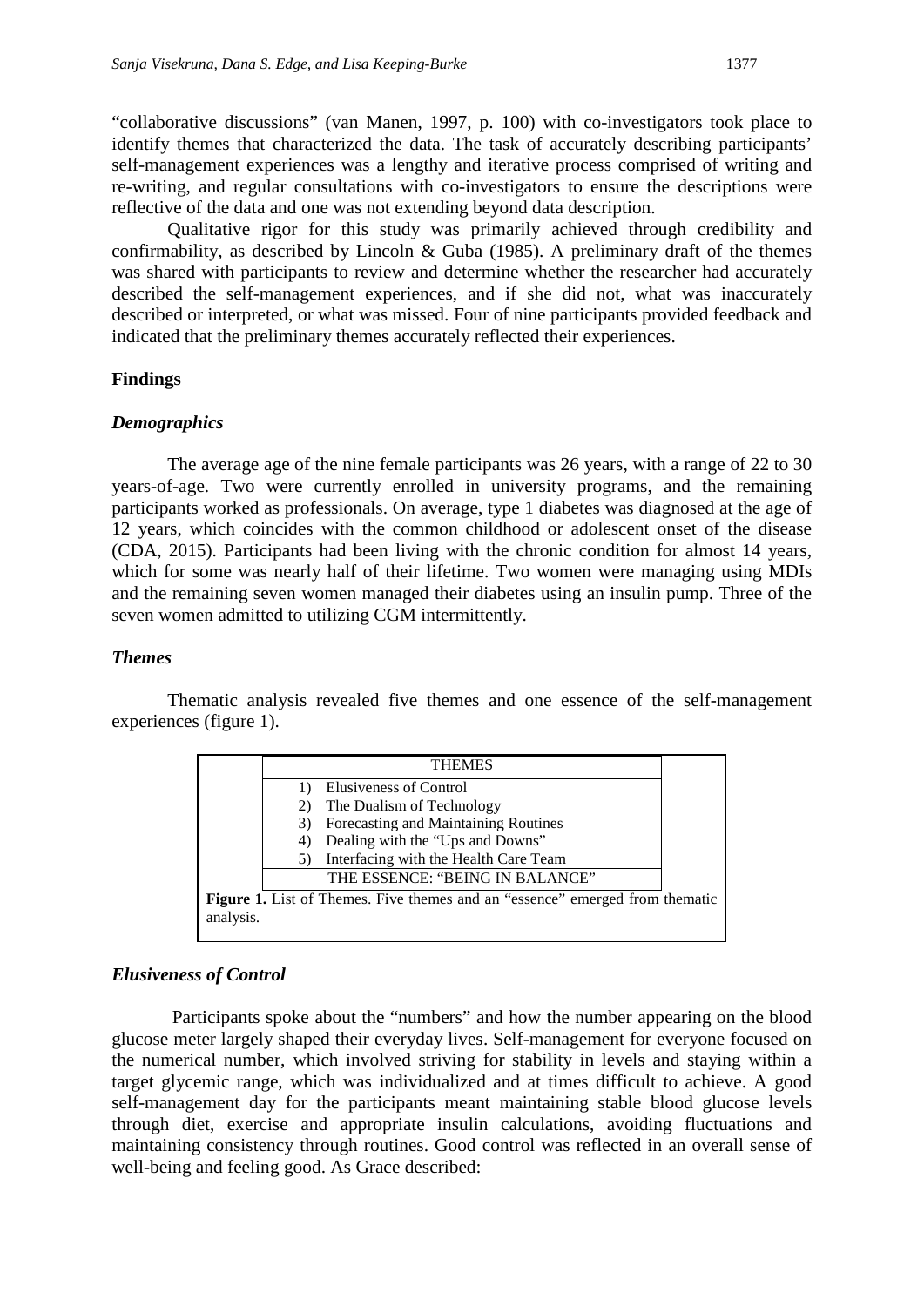"collaborative discussions" (van Manen, 1997, p. 100) with co-investigators took place to identify themes that characterized the data. The task of accurately describing participants' self-management experiences was a lengthy and iterative process comprised of writing and re-writing, and regular consultations with co-investigators to ensure the descriptions were reflective of the data and one was not extending beyond data description.

Qualitative rigor for this study was primarily achieved through credibility and confirmability, as described by Lincoln & Guba (1985). A preliminary draft of the themes was shared with participants to review and determine whether the researcher had accurately described the self-management experiences, and if she did not, what was inaccurately described or interpreted, or what was missed. Four of nine participants provided feedback and indicated that the preliminary themes accurately reflected their experiences.

## Findings

### *Demographics*

The average age of the nine female participants was 26 years, with a range of 22 to 30 years-of-age. Two were currently enrolled in university programs, and the remaining participants worked as professionals. On average, type 1 diabetes was diagnosed at the age of 12 years, which coincides with the common childhood or adolescent onset of the disease (CDA, 2015). Participants had been living with the chronic condition for almost 14 years, which for some was nearly half of their lifetime. Two women were managing using MDIs and the remaining seven women managed their diabetes using an insulin pump. Three of the seven women admitted to utilizing CGM intermittently.

### *Themes*

Thematic analysis revealed five themes and one essence of the self-management experiences (figure 1).

| THEMES |
|---|
| 1) Elusiveness of Control<br>2) The Dualism of Technology<br>3) Forecasting and Maintaining Routines<br>4) Dealing with the "Ups and Downs"<br>5) Interfacing with the Health Care Team |
| THE ESSENCE: "BEING IN BALANCE" |

**Figure 1.** List of Themes. Five themes and an "essence" emerged from thematic analysis.

### *Elusiveness of Control*

Participants spoke about the "numbers" and how the number appearing on the blood glucose meter largely shaped their everyday lives. Self-management for everyone focused on the numerical number, which involved striving for stability in levels and staying within a target glycemic range, which was individualized and at times difficult to achieve. A good self-management day for the participants meant maintaining stable blood glucose levels through diet, exercise and appropriate insulin calculations, avoiding fluctuations and maintaining consistency through routines. Good control was reflected in an overall sense of well-being and feeling good. As Grace described: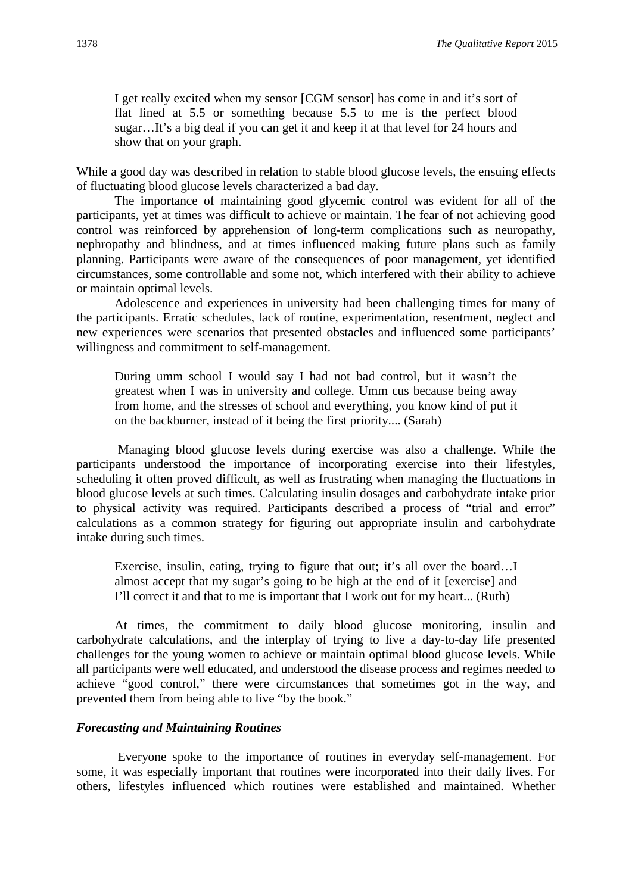> I get really excited when my sensor [CGM sensor] has come in and it's sort of flat lined at 5.5 or something because 5.5 to me is the perfect blood sugar…It's a big deal if you can get it and keep it at that level for 24 hours and show that on your graph.

While a good day was described in relation to stable blood glucose levels, the ensuing effects of fluctuating blood glucose levels characterized a bad day.

The importance of maintaining good glycemic control was evident for all of the participants, yet at times was difficult to achieve or maintain. The fear of not achieving good control was reinforced by apprehension of long-term complications such as neuropathy, nephropathy and blindness, and at times influenced making future plans such as family planning. Participants were aware of the consequences of poor management, yet identified circumstances, some controllable and some not, which interfered with their ability to achieve or maintain optimal levels.

Adolescence and experiences in university had been challenging times for many of the participants. Erratic schedules, lack of routine, experimentation, resentment, neglect and new experiences were scenarios that presented obstacles and influenced some participants' willingness and commitment to self-management.

> During umm school I would say I had not bad control, but it wasn't the greatest when I was in university and college. Umm cus because being away from home, and the stresses of school and everything, you know kind of put it on the backburner, instead of it being the first priority.... (Sarah)

Managing blood glucose levels during exercise was also a challenge. While the participants understood the importance of incorporating exercise into their lifestyles, scheduling it often proved difficult, as well as frustrating when managing the fluctuations in blood glucose levels at such times. Calculating insulin dosages and carbohydrate intake prior to physical activity was required. Participants described a process of "trial and error" calculations as a common strategy for figuring out appropriate insulin and carbohydrate intake during such times.

> Exercise, insulin, eating, trying to figure that out; it's all over the board…I almost accept that my sugar's going to be high at the end of it [exercise] and I'll correct it and that to me is important that I work out for my heart... (Ruth)

At times, the commitment to daily blood glucose monitoring, insulin and carbohydrate calculations, and the interplay of trying to live a day-to-day life presented challenges for the young women to achieve or maintain optimal blood glucose levels. While all participants were well educated, and understood the disease process and regimes needed to achieve "good control," there were circumstances that sometimes got in the way, and prevented them from being able to live "by the book."

### *Forecasting and Maintaining Routines*

Everyone spoke to the importance of routines in everyday self-management. For some, it was especially important that routines were incorporated into their daily lives. For others, lifestyles influenced which routines were established and maintained. Whether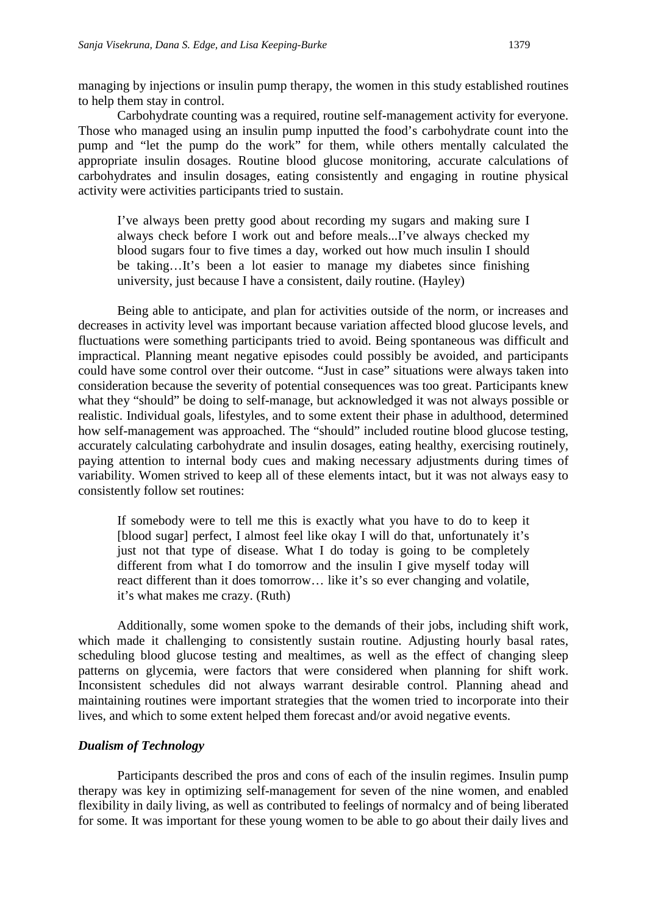managing by injections or insulin pump therapy, the women in this study established routines to help them stay in control.

Carbohydrate counting was a required, routine self-management activity for everyone. Those who managed using an insulin pump inputted the food's carbohydrate count into the pump and "let the pump do the work" for them, while others mentally calculated the appropriate insulin dosages. Routine blood glucose monitoring, accurate calculations of carbohydrates and insulin dosages, eating consistently and engaging in routine physical activity were activities participants tried to sustain.

> I've always been pretty good about recording my sugars and making sure I always check before I work out and before meals...I've always checked my blood sugars four to five times a day, worked out how much insulin I should be taking…It's been a lot easier to manage my diabetes since finishing university, just because I have a consistent, daily routine. (Hayley)

Being able to anticipate, and plan for activities outside of the norm, or increases and decreases in activity level was important because variation affected blood glucose levels, and fluctuations were something participants tried to avoid. Being spontaneous was difficult and impractical. Planning meant negative episodes could possibly be avoided, and participants could have some control over their outcome. "Just in case" situations were always taken into consideration because the severity of potential consequences was too great. Participants knew what they "should" be doing to self-manage, but acknowledged it was not always possible or realistic. Individual goals, lifestyles, and to some extent their phase in adulthood, determined how self-management was approached. The "should" included routine blood glucose testing, accurately calculating carbohydrate and insulin dosages, eating healthy, exercising routinely, paying attention to internal body cues and making necessary adjustments during times of variability. Women strived to keep all of these elements intact, but it was not always easy to consistently follow set routines:

> If somebody were to tell me this is exactly what you have to do to keep it [blood sugar] perfect, I almost feel like okay I will do that, unfortunately it's just not that type of disease. What I do today is going to be completely different from what I do tomorrow and the insulin I give myself today will react different than it does tomorrow… like it's so ever changing and volatile, it's what makes me crazy. (Ruth)

Additionally, some women spoke to the demands of their jobs, including shift work, which made it challenging to consistently sustain routine. Adjusting hourly basal rates, scheduling blood glucose testing and mealtimes, as well as the effect of changing sleep patterns on glycemia, were factors that were considered when planning for shift work. Inconsistent schedules did not always warrant desirable control. Planning ahead and maintaining routines were important strategies that the women tried to incorporate into their lives, and which to some extent helped them forecast and/or avoid negative events.

### *Dualism of Technology*

Participants described the pros and cons of each of the insulin regimes. Insulin pump therapy was key in optimizing self-management for seven of the nine women, and enabled flexibility in daily living, as well as contributed to feelings of normalcy and of being liberated for some. It was important for these young women to be able to go about their daily lives and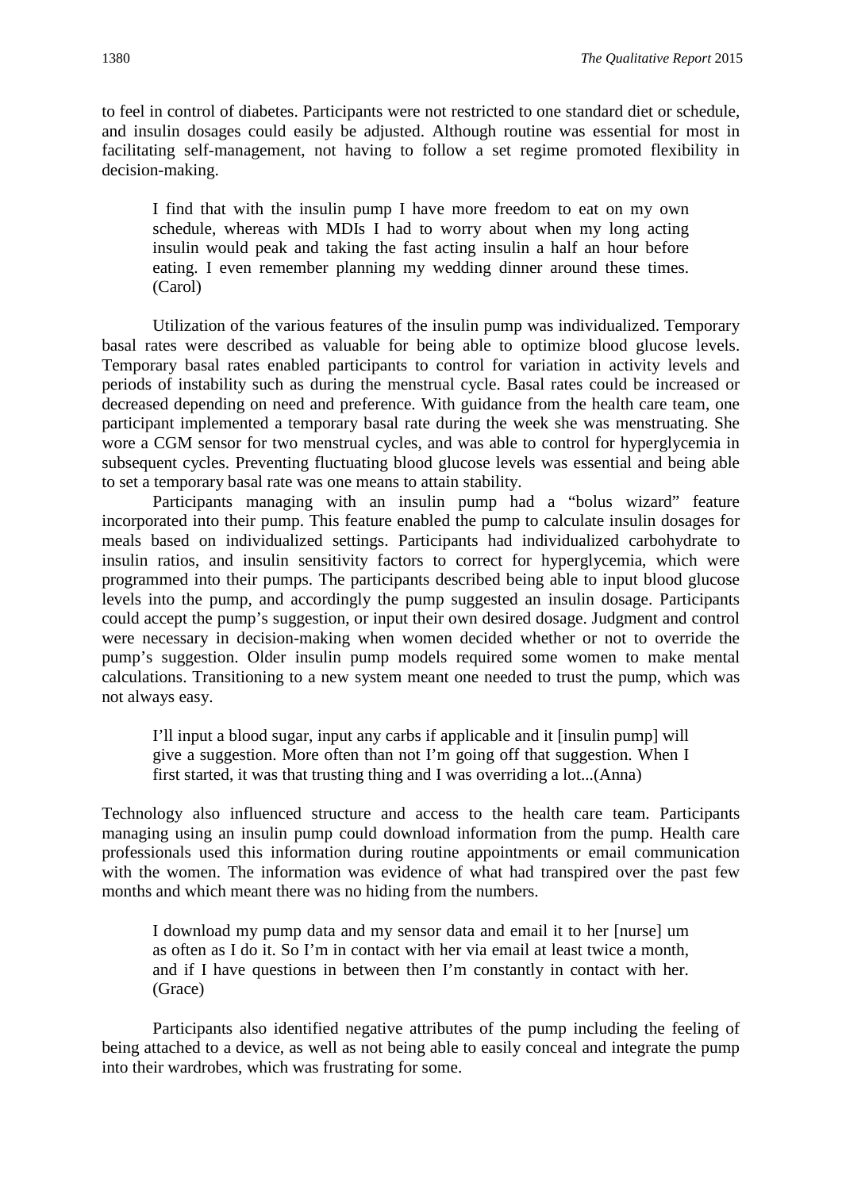to feel in control of diabetes. Participants were not restricted to one standard diet or schedule, and insulin dosages could easily be adjusted. Although routine was essential for most in facilitating self-management, not having to follow a set regime promoted flexibility in decision-making.

> I find that with the insulin pump I have more freedom to eat on my own schedule, whereas with MDIs I had to worry about when my long acting insulin would peak and taking the fast acting insulin a half an hour before eating. I even remember planning my wedding dinner around these times. (Carol)

Utilization of the various features of the insulin pump was individualized. Temporary basal rates were described as valuable for being able to optimize blood glucose levels. Temporary basal rates enabled participants to control for variation in activity levels and periods of instability such as during the menstrual cycle. Basal rates could be increased or decreased depending on need and preference. With guidance from the health care team, one participant implemented a temporary basal rate during the week she was menstruating. She wore a CGM sensor for two menstrual cycles, and was able to control for hyperglycemia in subsequent cycles. Preventing fluctuating blood glucose levels was essential and being able to set a temporary basal rate was one means to attain stability.

Participants managing with an insulin pump had a "bolus wizard" feature incorporated into their pump. This feature enabled the pump to calculate insulin dosages for meals based on individualized settings. Participants had individualized carbohydrate to insulin ratios, and insulin sensitivity factors to correct for hyperglycemia, which were programmed into their pumps. The participants described being able to input blood glucose levels into the pump, and accordingly the pump suggested an insulin dosage. Participants could accept the pump's suggestion, or input their own desired dosage. Judgment and control were necessary in decision-making when women decided whether or not to override the pump's suggestion. Older insulin pump models required some women to make mental calculations. Transitioning to a new system meant one needed to trust the pump, which was not always easy.

> I'll input a blood sugar, input any carbs if applicable and it [insulin pump] will give a suggestion. More often than not I'm going off that suggestion. When I first started, it was that trusting thing and I was overriding a lot...(Anna)

Technology also influenced structure and access to the health care team. Participants managing using an insulin pump could download information from the pump. Health care professionals used this information during routine appointments or email communication with the women. The information was evidence of what had transpired over the past few months and which meant there was no hiding from the numbers.

> I download my pump data and my sensor data and email it to her [nurse] um as often as I do it. So I'm in contact with her via email at least twice a month, and if I have questions in between then I'm constantly in contact with her. (Grace)

Participants also identified negative attributes of the pump including the feeling of being attached to a device, as well as not being able to easily conceal and integrate the pump into their wardrobes, which was frustrating for some.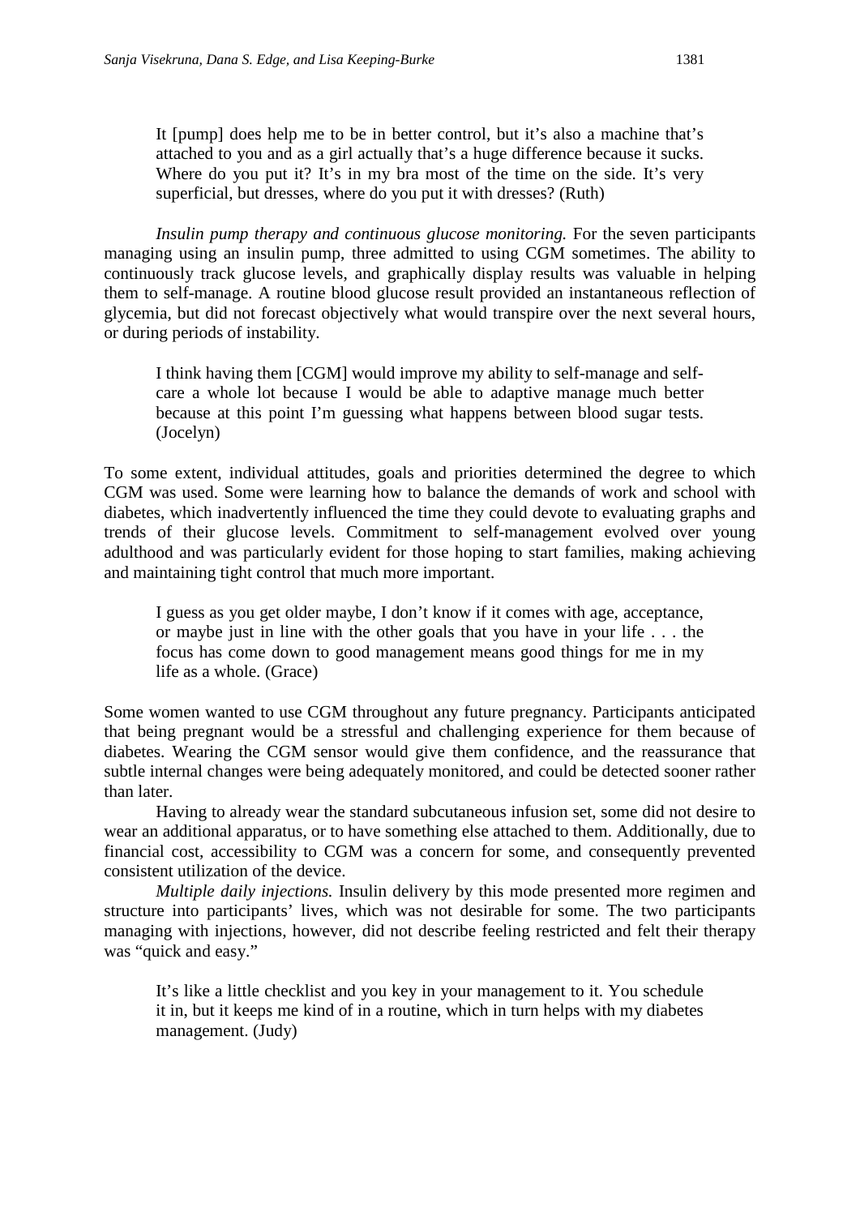> It [pump] does help me to be in better control, but it's also a machine that's attached to you and as a girl actually that's a huge difference because it sucks. Where do you put it? It's in my bra most of the time on the side. It's very superficial, but dresses, where do you put it with dresses? (Ruth)

*Insulin pump therapy and continuous glucose monitoring.* For the seven participants managing using an insulin pump, three admitted to using CGM sometimes. The ability to continuously track glucose levels, and graphically display results was valuable in helping them to self-manage. A routine blood glucose result provided an instantaneous reflection of glycemia, but did not forecast objectively what would transpire over the next several hours, or during periods of instability.

> I think having them [CGM] would improve my ability to self-manage and self-care a whole lot because I would be able to adaptive manage much better because at this point I'm guessing what happens between blood sugar tests. (Jocelyn)

To some extent, individual attitudes, goals and priorities determined the degree to which CGM was used. Some were learning how to balance the demands of work and school with diabetes, which inadvertently influenced the time they could devote to evaluating graphs and trends of their glucose levels. Commitment to self-management evolved over young adulthood and was particularly evident for those hoping to start families, making achieving and maintaining tight control that much more important.

> I guess as you get older maybe, I don't know if it comes with age, acceptance, or maybe just in line with the other goals that you have in your life . . . the focus has come down to good management means good things for me in my life as a whole. (Grace)

Some women wanted to use CGM throughout any future pregnancy. Participants anticipated that being pregnant would be a stressful and challenging experience for them because of diabetes. Wearing the CGM sensor would give them confidence, and the reassurance that subtle internal changes were being adequately monitored, and could be detected sooner rather than later.

Having to already wear the standard subcutaneous infusion set, some did not desire to wear an additional apparatus, or to have something else attached to them. Additionally, due to financial cost, accessibility to CGM was a concern for some, and consequently prevented consistent utilization of the device.

*Multiple daily injections.* Insulin delivery by this mode presented more regimen and structure into participants' lives, which was not desirable for some. The two participants managing with injections, however, did not describe feeling restricted and felt their therapy was "quick and easy."

> It's like a little checklist and you key in your management to it. You schedule it in, but it keeps me kind of in a routine, which in turn helps with my diabetes management. (Judy)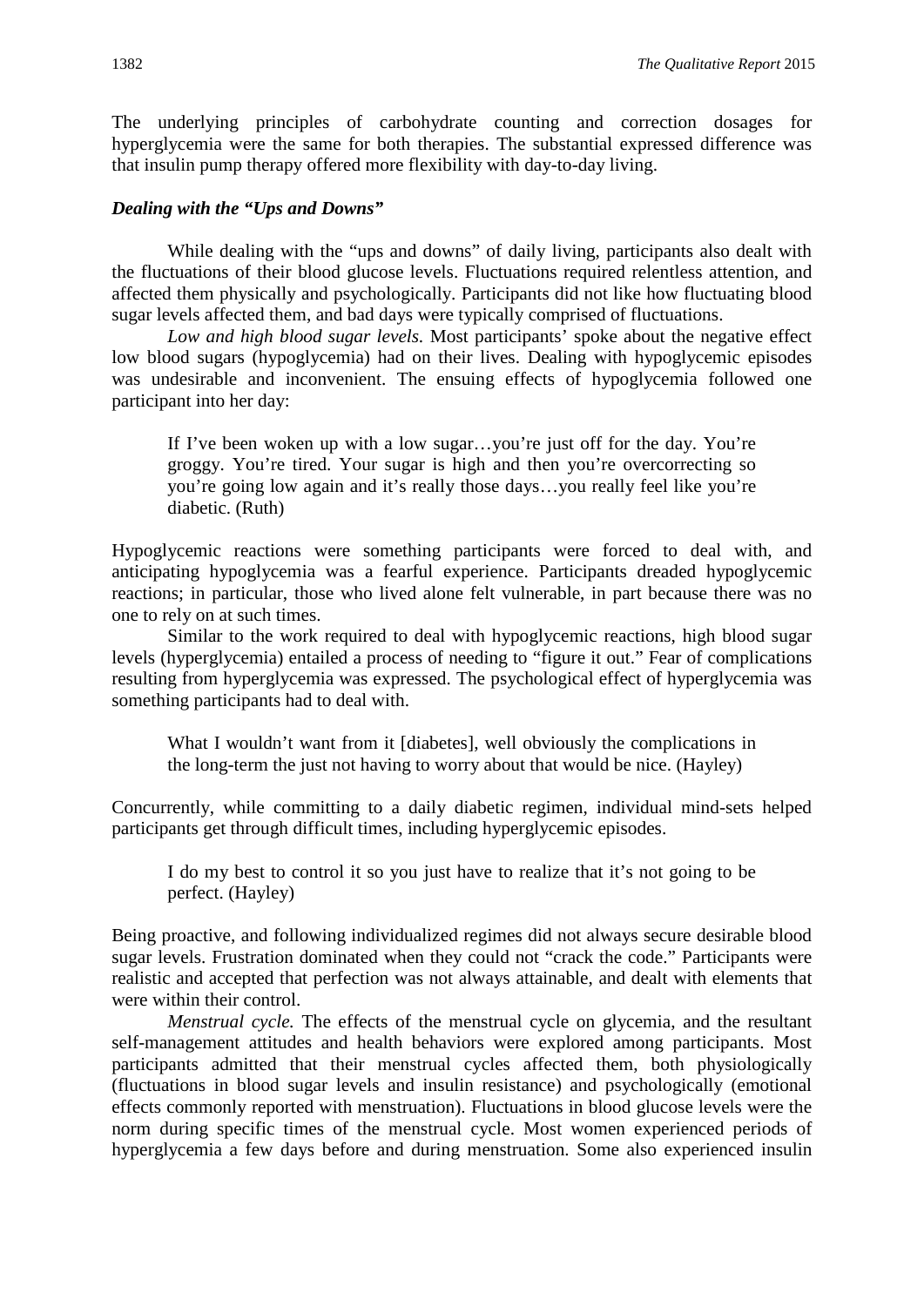The underlying principles of carbohydrate counting and correction dosages for hyperglycemia were the same for both therapies. The substantial expressed difference was that insulin pump therapy offered more flexibility with day-to-day living.

### *Dealing with the "Ups and Downs"*

While dealing with the "ups and downs" of daily living, participants also dealt with the fluctuations of their blood glucose levels. Fluctuations required relentless attention, and affected them physically and psychologically. Participants did not like how fluctuating blood sugar levels affected them, and bad days were typically comprised of fluctuations.

*Low and high blood sugar levels.* Most participants' spoke about the negative effect low blood sugars (hypoglycemia) had on their lives. Dealing with hypoglycemic episodes was undesirable and inconvenient. The ensuing effects of hypoglycemia followed one participant into her day:

> If I've been woken up with a low sugar…you're just off for the day. You're groggy. You're tired. Your sugar is high and then you're overcorrecting so you're going low again and it's really those days…you really feel like you're diabetic. (Ruth)

Hypoglycemic reactions were something participants were forced to deal with, and anticipating hypoglycemia was a fearful experience. Participants dreaded hypoglycemic reactions; in particular, those who lived alone felt vulnerable, in part because there was no one to rely on at such times.

Similar to the work required to deal with hypoglycemic reactions, high blood sugar levels (hyperglycemia) entailed a process of needing to "figure it out." Fear of complications resulting from hyperglycemia was expressed. The psychological effect of hyperglycemia was something participants had to deal with.

> What I wouldn't want from it [diabetes], well obviously the complications in the long-term the just not having to worry about that would be nice. (Hayley)

Concurrently, while committing to a daily diabetic regimen, individual mind-sets helped participants get through difficult times, including hyperglycemic episodes.

> I do my best to control it so you just have to realize that it's not going to be perfect. (Hayley)

Being proactive, and following individualized regimes did not always secure desirable blood sugar levels. Frustration dominated when they could not "crack the code." Participants were realistic and accepted that perfection was not always attainable, and dealt with elements that were within their control.

*Menstrual cycle.* The effects of the menstrual cycle on glycemia, and the resultant self-management attitudes and health behaviors were explored among participants. Most participants admitted that their menstrual cycles affected them, both physiologically (fluctuations in blood sugar levels and insulin resistance) and psychologically (emotional effects commonly reported with menstruation). Fluctuations in blood glucose levels were the norm during specific times of the menstrual cycle. Most women experienced periods of hyperglycemia a few days before and during menstruation. Some also experienced insulin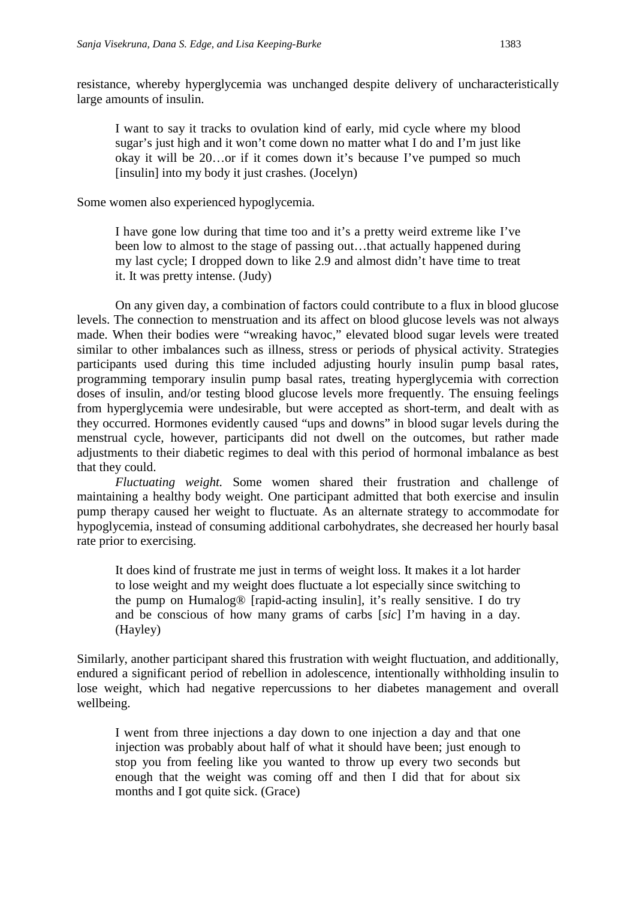resistance, whereby hyperglycemia was unchanged despite delivery of uncharacteristically large amounts of insulin.

> I want to say it tracks to ovulation kind of early, mid cycle where my blood sugar's just high and it won't come down no matter what I do and I'm just like okay it will be 20…or if it comes down it's because I've pumped so much [insulin] into my body it just crashes. (Jocelyn)

Some women also experienced hypoglycemia.

> I have gone low during that time too and it's a pretty weird extreme like I've been low to almost to the stage of passing out…that actually happened during my last cycle; I dropped down to like 2.9 and almost didn't have time to treat it. It was pretty intense. (Judy)

On any given day, a combination of factors could contribute to a flux in blood glucose levels. The connection to menstruation and its affect on blood glucose levels was not always made. When their bodies were "wreaking havoc," elevated blood sugar levels were treated similar to other imbalances such as illness, stress or periods of physical activity. Strategies participants used during this time included adjusting hourly insulin pump basal rates, programming temporary insulin pump basal rates, treating hyperglycemia with correction doses of insulin, and/or testing blood glucose levels more frequently. The ensuing feelings from hyperglycemia were undesirable, but were accepted as short-term, and dealt with as they occurred. Hormones evidently caused "ups and downs" in blood sugar levels during the menstrual cycle, however, participants did not dwell on the outcomes, but rather made adjustments to their diabetic regimes to deal with this period of hormonal imbalance as best that they could.

*Fluctuating weight.* Some women shared their frustration and challenge of maintaining a healthy body weight. One participant admitted that both exercise and insulin pump therapy caused her weight to fluctuate. As an alternate strategy to accommodate for hypoglycemia, instead of consuming additional carbohydrates, she decreased her hourly basal rate prior to exercising.

> It does kind of frustrate me just in terms of weight loss. It makes it a lot harder to lose weight and my weight does fluctuate a lot especially since switching to the pump on Humalog® [rapid-acting insulin], it's really sensitive. I do try and be conscious of how many grams of carbs [*sic*] I'm having in a day. (Hayley)

Similarly, another participant shared this frustration with weight fluctuation, and additionally, endured a significant period of rebellion in adolescence, intentionally withholding insulin to lose weight, which had negative repercussions to her diabetes management and overall wellbeing.

> I went from three injections a day down to one injection a day and that one injection was probably about half of what it should have been; just enough to stop you from feeling like you wanted to throw up every two seconds but enough that the weight was coming off and then I did that for about six months and I got quite sick. (Grace)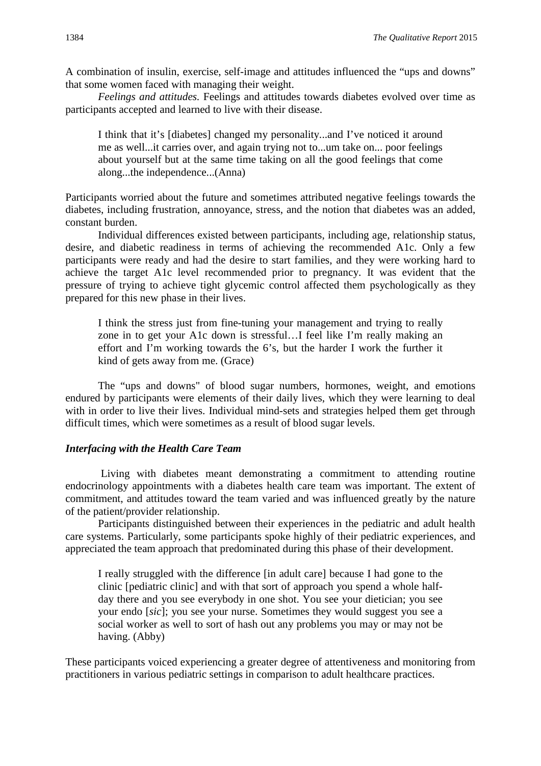A combination of insulin, exercise, self-image and attitudes influenced the "ups and downs" that some women faced with managing their weight.

*Feelings and attitudes.* Feelings and attitudes towards diabetes evolved over time as participants accepted and learned to live with their disease.

> I think that it's [diabetes] changed my personality...and I've noticed it around me as well...it carries over, and again trying not to...um take on... poor feelings about yourself but at the same time taking on all the good feelings that come along...the independence...(Anna)

Participants worried about the future and sometimes attributed negative feelings towards the diabetes, including frustration, annoyance, stress, and the notion that diabetes was an added, constant burden.

Individual differences existed between participants, including age, relationship status, desire, and diabetic readiness in terms of achieving the recommended A1c. Only a few participants were ready and had the desire to start families, and they were working hard to achieve the target A1c level recommended prior to pregnancy. It was evident that the pressure of trying to achieve tight glycemic control affected them psychologically as they prepared for this new phase in their lives.

> I think the stress just from fine-tuning your management and trying to really zone in to get your A1c down is stressful…I feel like I'm really making an effort and I'm working towards the 6's, but the harder I work the further it kind of gets away from me. (Grace)

The "ups and downs" of blood sugar numbers, hormones, weight, and emotions endured by participants were elements of their daily lives, which they were learning to deal with in order to live their lives. Individual mind-sets and strategies helped them get through difficult times, which were sometimes as a result of blood sugar levels.

### *Interfacing with the Health Care Team*

Living with diabetes meant demonstrating a commitment to attending routine endocrinology appointments with a diabetes health care team was important. The extent of commitment, and attitudes toward the team varied and was influenced greatly by the nature of the patient/provider relationship.

Participants distinguished between their experiences in the pediatric and adult health care systems. Particularly, some participants spoke highly of their pediatric experiences, and appreciated the team approach that predominated during this phase of their development.

> I really struggled with the difference [in adult care] because I had gone to the clinic [pediatric clinic] and with that sort of approach you spend a whole half-day there and you see everybody in one shot. You see your dietician; you see your endo [*sic*]; you see your nurse. Sometimes they would suggest you see a social worker as well to sort of hash out any problems you may or may not be having. (Abby)

These participants voiced experiencing a greater degree of attentiveness and monitoring from practitioners in various pediatric settings in comparison to adult healthcare practices.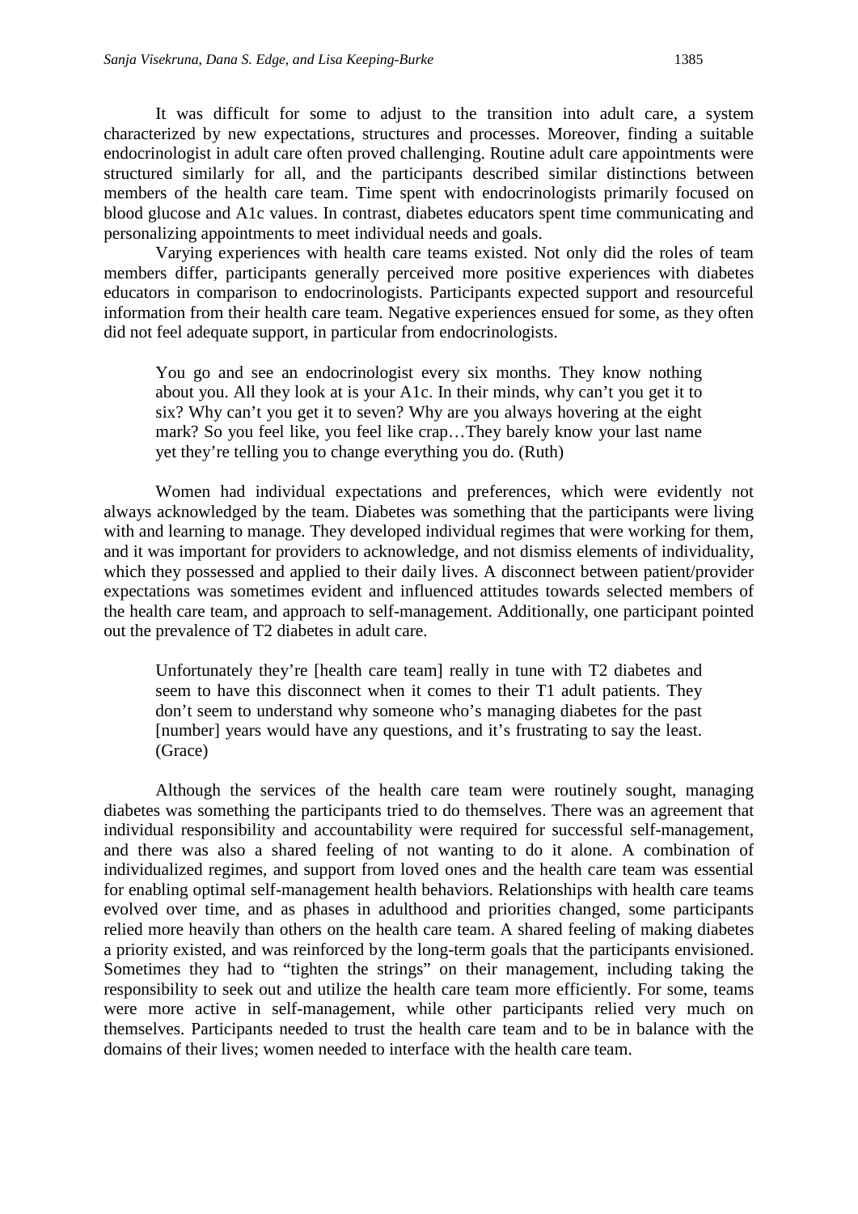It was difficult for some to adjust to the transition into adult care, a system characterized by new expectations, structures and processes. Moreover, finding a suitable endocrinologist in adult care often proved challenging. Routine adult care appointments were structured similarly for all, and the participants described similar distinctions between members of the health care team. Time spent with endocrinologists primarily focused on blood glucose and A1c values. In contrast, diabetes educators spent time communicating and personalizing appointments to meet individual needs and goals.

Varying experiences with health care teams existed. Not only did the roles of team members differ, participants generally perceived more positive experiences with diabetes educators in comparison to endocrinologists. Participants expected support and resourceful information from their health care team. Negative experiences ensued for some, as they often did not feel adequate support, in particular from endocrinologists.

> You go and see an endocrinologist every six months. They know nothing about you. All they look at is your A1c. In their minds, why can't you get it to six? Why can't you get it to seven? Why are you always hovering at the eight mark? So you feel like, you feel like crap…They barely know your last name yet they're telling you to change everything you do. (Ruth)

Women had individual expectations and preferences, which were evidently not always acknowledged by the team. Diabetes was something that the participants were living with and learning to manage. They developed individual regimes that were working for them, and it was important for providers to acknowledge, and not dismiss elements of individuality, which they possessed and applied to their daily lives. A disconnect between patient/provider expectations was sometimes evident and influenced attitudes towards selected members of the health care team, and approach to self-management. Additionally, one participant pointed out the prevalence of T2 diabetes in adult care.

> Unfortunately they're [health care team] really in tune with T2 diabetes and seem to have this disconnect when it comes to their T1 adult patients. They don't seem to understand why someone who's managing diabetes for the past [number] years would have any questions, and it's frustrating to say the least. (Grace)

Although the services of the health care team were routinely sought, managing diabetes was something the participants tried to do themselves. There was an agreement that individual responsibility and accountability were required for successful self-management, and there was also a shared feeling of not wanting to do it alone. A combination of individualized regimes, and support from loved ones and the health care team was essential for enabling optimal self-management health behaviors. Relationships with health care teams evolved over time, and as phases in adulthood and priorities changed, some participants relied more heavily than others on the health care team. A shared feeling of making diabetes a priority existed, and was reinforced by the long-term goals that the participants envisioned. Sometimes they had to "tighten the strings" on their management, including taking the responsibility to seek out and utilize the health care team more efficiently. For some, teams were more active in self-management, while other participants relied very much on themselves. Participants needed to trust the health care team and to be in balance with the domains of their lives; women needed to interface with the health care team.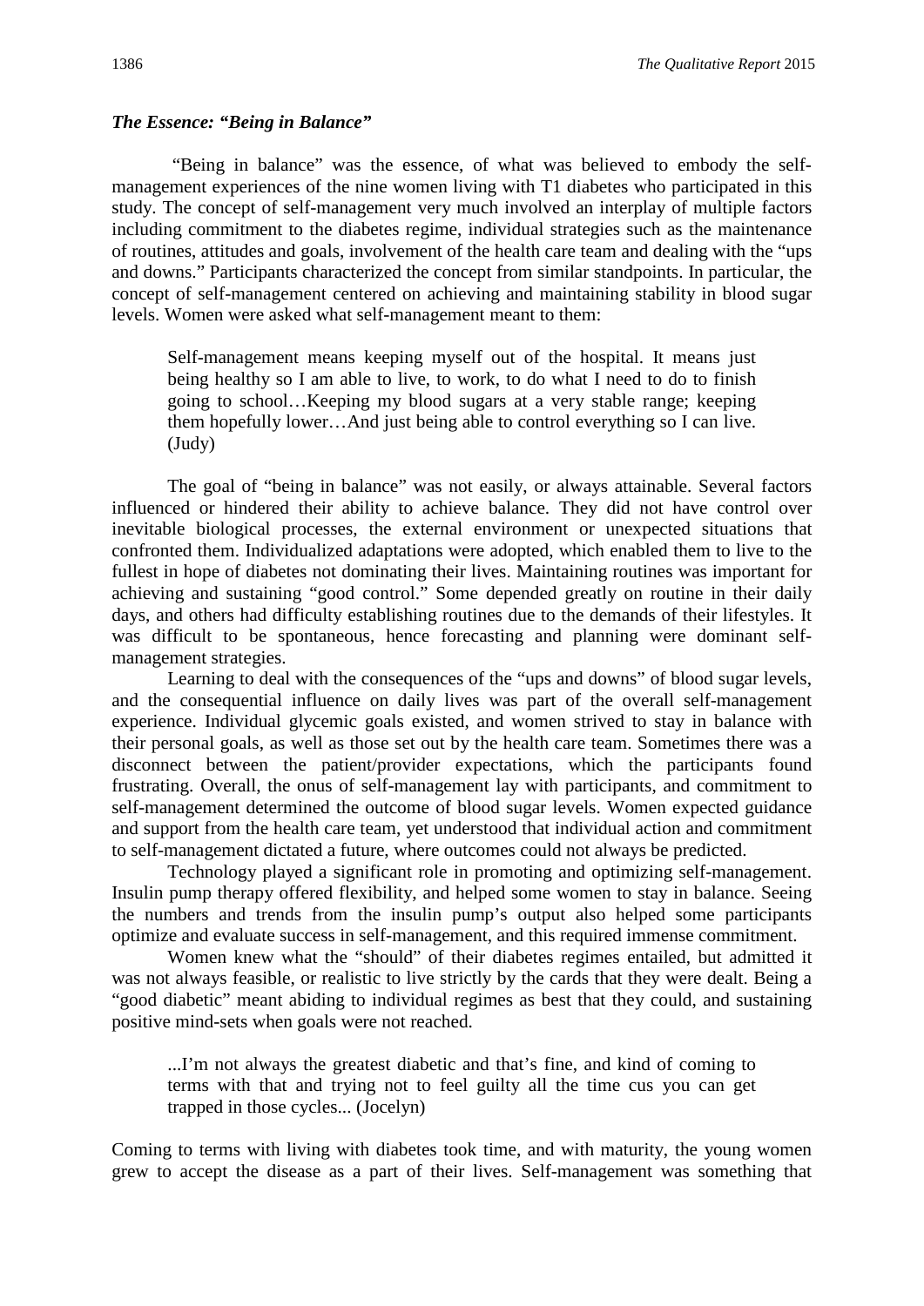### *The Essence: "Being in Balance"*

"Being in balance" was the essence, of what was believed to embody the self-management experiences of the nine women living with T1 diabetes who participated in this study. The concept of self-management very much involved an interplay of multiple factors including commitment to the diabetes regime, individual strategies such as the maintenance of routines, attitudes and goals, involvement of the health care team and dealing with the "ups and downs." Participants characterized the concept from similar standpoints. In particular, the concept of self-management centered on achieving and maintaining stability in blood sugar levels. Women were asked what self-management meant to them:

> Self-management means keeping myself out of the hospital. It means just being healthy so I am able to live, to work, to do what I need to do to finish going to school…Keeping my blood sugars at a very stable range; keeping them hopefully lower…And just being able to control everything so I can live. (Judy)

The goal of "being in balance" was not easily, or always attainable. Several factors influenced or hindered their ability to achieve balance. They did not have control over inevitable biological processes, the external environment or unexpected situations that confronted them. Individualized adaptations were adopted, which enabled them to live to the fullest in hope of diabetes not dominating their lives. Maintaining routines was important for achieving and sustaining "good control." Some depended greatly on routine in their daily days, and others had difficulty establishing routines due to the demands of their lifestyles. It was difficult to be spontaneous, hence forecasting and planning were dominant self-management strategies.

Learning to deal with the consequences of the "ups and downs" of blood sugar levels, and the consequential influence on daily lives was part of the overall self-management experience. Individual glycemic goals existed, and women strived to stay in balance with their personal goals, as well as those set out by the health care team. Sometimes there was a disconnect between the patient/provider expectations, which the participants found frustrating. Overall, the onus of self-management lay with participants, and commitment to self-management determined the outcome of blood sugar levels. Women expected guidance and support from the health care team, yet understood that individual action and commitment to self-management dictated a future, where outcomes could not always be predicted.

Technology played a significant role in promoting and optimizing self-management. Insulin pump therapy offered flexibility, and helped some women to stay in balance. Seeing the numbers and trends from the insulin pump's output also helped some participants optimize and evaluate success in self-management, and this required immense commitment.

Women knew what the "should" of their diabetes regimes entailed, but admitted it was not always feasible, or realistic to live strictly by the cards that they were dealt. Being a "good diabetic" meant abiding to individual regimes as best that they could, and sustaining positive mind-sets when goals were not reached.

> ...I'm not always the greatest diabetic and that's fine, and kind of coming to terms with that and trying not to feel guilty all the time cus you can get trapped in those cycles... (Jocelyn)

Coming to terms with living with diabetes took time, and with maturity, the young women grew to accept the disease as a part of their lives. Self-management was something that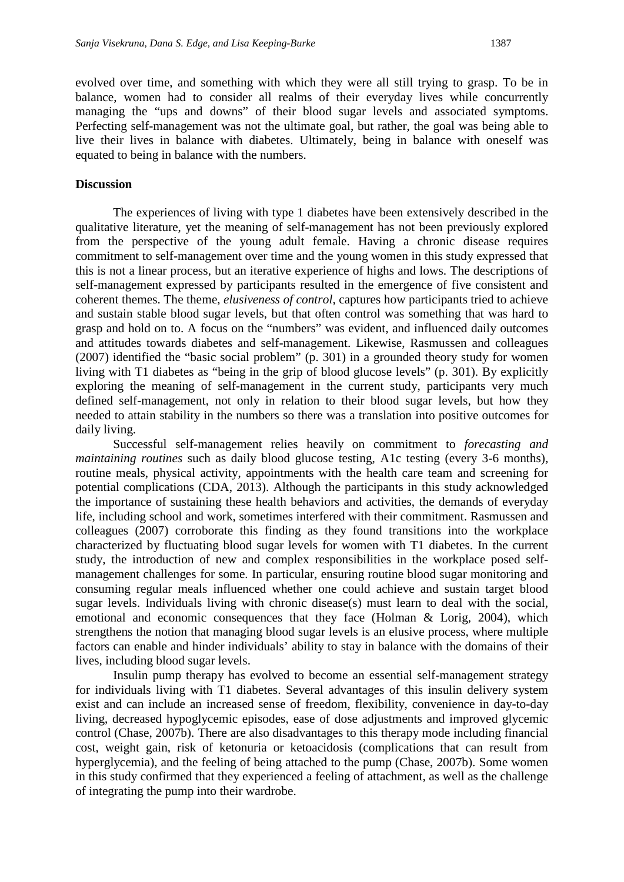evolved over time, and something with which they were all still trying to grasp. To be in balance, women had to consider all realms of their everyday lives while concurrently managing the "ups and downs" of their blood sugar levels and associated symptoms. Perfecting self-management was not the ultimate goal, but rather, the goal was being able to live their lives in balance with diabetes. Ultimately, being in balance with oneself was equated to being in balance with the numbers.

## Discussion

The experiences of living with type 1 diabetes have been extensively described in the qualitative literature, yet the meaning of self-management has not been previously explored from the perspective of the young adult female. Having a chronic disease requires commitment to self-management over time and the young women in this study expressed that this is not a linear process, but an iterative experience of highs and lows. The descriptions of self-management expressed by participants resulted in the emergence of five consistent and coherent themes. The theme, *elusiveness of control*, captures how participants tried to achieve and sustain stable blood sugar levels, but that often control was something that was hard to grasp and hold on to. A focus on the "numbers" was evident, and influenced daily outcomes and attitudes towards diabetes and self-management. Likewise, Rasmussen and colleagues (2007) identified the "basic social problem" (p. 301) in a grounded theory study for women living with T1 diabetes as "being in the grip of blood glucose levels" (p. 301). By explicitly exploring the meaning of self-management in the current study, participants very much defined self-management, not only in relation to their blood sugar levels, but how they needed to attain stability in the numbers so there was a translation into positive outcomes for daily living.

Successful self-management relies heavily on commitment to *forecasting and maintaining routines* such as daily blood glucose testing, A1c testing (every 3-6 months), routine meals, physical activity, appointments with the health care team and screening for potential complications (CDA, 2013). Although the participants in this study acknowledged the importance of sustaining these health behaviors and activities, the demands of everyday life, including school and work, sometimes interfered with their commitment. Rasmussen and colleagues (2007) corroborate this finding as they found transitions into the workplace characterized by fluctuating blood sugar levels for women with T1 diabetes. In the current study, the introduction of new and complex responsibilities in the workplace posed self-management challenges for some. In particular, ensuring routine blood sugar monitoring and consuming regular meals influenced whether one could achieve and sustain target blood sugar levels. Individuals living with chronic disease(s) must learn to deal with the social, emotional and economic consequences that they face (Holman & Lorig, 2004), which strengthens the notion that managing blood sugar levels is an elusive process, where multiple factors can enable and hinder individuals' ability to stay in balance with the domains of their lives, including blood sugar levels.

Insulin pump therapy has evolved to become an essential self-management strategy for individuals living with T1 diabetes. Several advantages of this insulin delivery system exist and can include an increased sense of freedom, flexibility, convenience in day-to-day living, decreased hypoglycemic episodes, ease of dose adjustments and improved glycemic control (Chase, 2007b). There are also disadvantages to this therapy mode including financial cost, weight gain, risk of ketonuria or ketoacidosis (complications that can result from hyperglycemia), and the feeling of being attached to the pump (Chase, 2007b). Some women in this study confirmed that they experienced a feeling of attachment, as well as the challenge of integrating the pump into their wardrobe.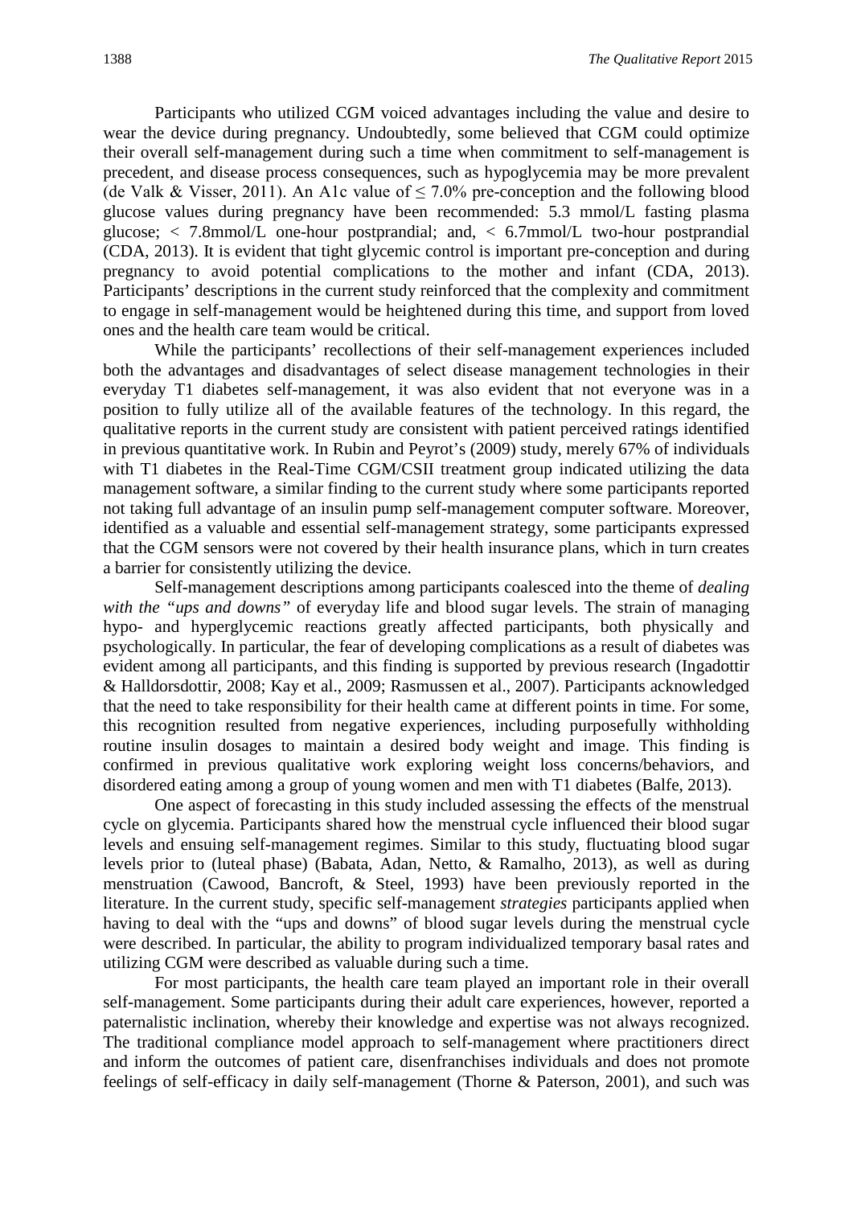Participants who utilized CGM voiced advantages including the value and desire to wear the device during pregnancy. Undoubtedly, some believed that CGM could optimize their overall self-management during such a time when commitment to self-management is precedent, and disease process consequences, such as hypoglycemia may be more prevalent (de Valk & Visser, 2011). An A1c value of ≤ 7.0% pre-conception and the following blood glucose values during pregnancy have been recommended: 5.3 mmol/L fasting plasma glucose; < 7.8mmol/L one-hour postprandial; and, < 6.7mmol/L two-hour postprandial (CDA, 2013). It is evident that tight glycemic control is important pre-conception and during pregnancy to avoid potential complications to the mother and infant (CDA, 2013). Participants' descriptions in the current study reinforced that the complexity and commitment to engage in self-management would be heightened during this time, and support from loved ones and the health care team would be critical.

While the participants' recollections of their self-management experiences included both the advantages and disadvantages of select disease management technologies in their everyday T1 diabetes self-management, it was also evident that not everyone was in a position to fully utilize all of the available features of the technology. In this regard, the qualitative reports in the current study are consistent with patient perceived ratings identified in previous quantitative work. In Rubin and Peyrot's (2009) study, merely 67% of individuals with T1 diabetes in the Real-Time CGM/CSII treatment group indicated utilizing the data management software, a similar finding to the current study where some participants reported not taking full advantage of an insulin pump self-management computer software. Moreover, identified as a valuable and essential self-management strategy, some participants expressed that the CGM sensors were not covered by their health insurance plans, which in turn creates a barrier for consistently utilizing the device.

Self-management descriptions among participants coalesced into the theme of *dealing with the "ups and downs"* of everyday life and blood sugar levels. The strain of managing hypo- and hyperglycemic reactions greatly affected participants, both physically and psychologically. In particular, the fear of developing complications as a result of diabetes was evident among all participants, and this finding is supported by previous research (Ingadottir & Halldorsdottir, 2008; Kay et al., 2009; Rasmussen et al., 2007). Participants acknowledged that the need to take responsibility for their health came at different points in time. For some, this recognition resulted from negative experiences, including purposefully withholding routine insulin dosages to maintain a desired body weight and image. This finding is confirmed in previous qualitative work exploring weight loss concerns/behaviors, and disordered eating among a group of young women and men with T1 diabetes (Balfe, 2013).

One aspect of forecasting in this study included assessing the effects of the menstrual cycle on glycemia. Participants shared how the menstrual cycle influenced their blood sugar levels and ensuing self-management regimes. Similar to this study, fluctuating blood sugar levels prior to (luteal phase) (Babata, Adan, Netto, & Ramalho, 2013), as well as during menstruation (Cawood, Bancroft, & Steel, 1993) have been previously reported in the literature. In the current study, specific self-management *strategies* participants applied when having to deal with the "ups and downs" of blood sugar levels during the menstrual cycle were described. In particular, the ability to program individualized temporary basal rates and utilizing CGM were described as valuable during such a time.

For most participants, the health care team played an important role in their overall self-management. Some participants during their adult care experiences, however, reported a paternalistic inclination, whereby their knowledge and expertise was not always recognized. The traditional compliance model approach to self-management where practitioners direct and inform the outcomes of patient care, disenfranchises individuals and does not promote feelings of self-efficacy in daily self-management (Thorne & Paterson, 2001), and such was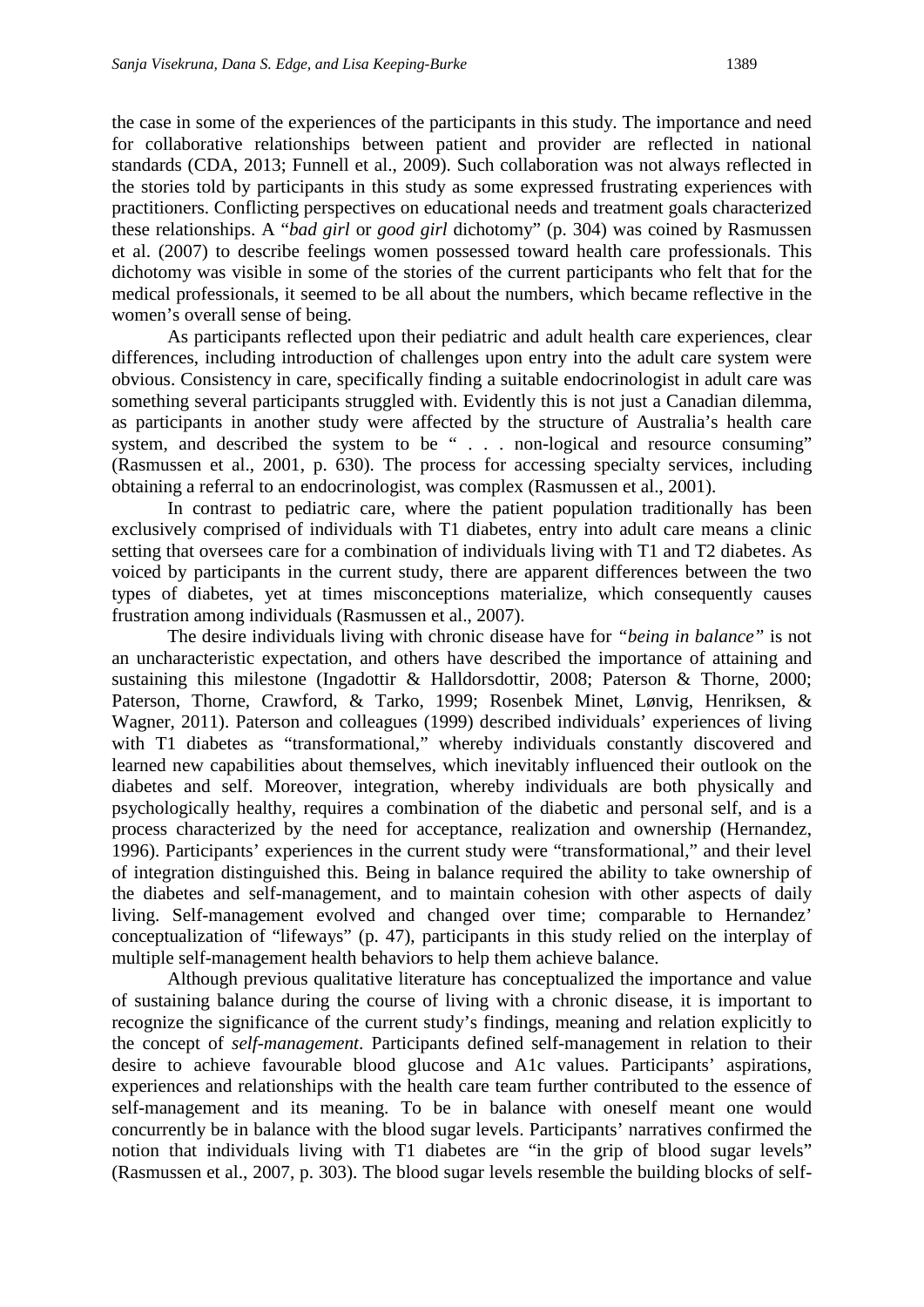the case in some of the experiences of the participants in this study. The importance and need for collaborative relationships between patient and provider are reflected in national standards (CDA, 2013; Funnell et al., 2009). Such collaboration was not always reflected in the stories told by participants in this study as some expressed frustrating experiences with practitioners. Conflicting perspectives on educational needs and treatment goals characterized these relationships. A "*bad girl* or *good girl* dichotomy" (p. 304) was coined by Rasmussen et al. (2007) to describe feelings women possessed toward health care professionals. This dichotomy was visible in some of the stories of the current participants who felt that for the medical professionals, it seemed to be all about the numbers, which became reflective in the women's overall sense of being.

As participants reflected upon their pediatric and adult health care experiences, clear differences, including introduction of challenges upon entry into the adult care system were obvious. Consistency in care, specifically finding a suitable endocrinologist in adult care was something several participants struggled with. Evidently this is not just a Canadian dilemma, as participants in another study were affected by the structure of Australia's health care system, and described the system to be " . . . non-logical and resource consuming" (Rasmussen et al., 2001, p. 630). The process for accessing specialty services, including obtaining a referral to an endocrinologist, was complex (Rasmussen et al., 2001).

In contrast to pediatric care, where the patient population traditionally has been exclusively comprised of individuals with T1 diabetes, entry into adult care means a clinic setting that oversees care for a combination of individuals living with T1 and T2 diabetes. As voiced by participants in the current study, there are apparent differences between the two types of diabetes, yet at times misconceptions materialize, which consequently causes frustration among individuals (Rasmussen et al., 2007).

The desire individuals living with chronic disease have for *"being in balance"* is not an uncharacteristic expectation, and others have described the importance of attaining and sustaining this milestone (Ingadottir & Halldorsdottir, 2008; Paterson & Thorne, 2000; Paterson, Thorne, Crawford, & Tarko, 1999; Rosenbek Minet, Lønvig, Henriksen, & Wagner, 2011). Paterson and colleagues (1999) described individuals' experiences of living with T1 diabetes as "transformational," whereby individuals constantly discovered and learned new capabilities about themselves, which inevitably influenced their outlook on the diabetes and self. Moreover, integration, whereby individuals are both physically and psychologically healthy, requires a combination of the diabetic and personal self, and is a process characterized by the need for acceptance, realization and ownership (Hernandez, 1996). Participants' experiences in the current study were "transformational," and their level of integration distinguished this. Being in balance required the ability to take ownership of the diabetes and self-management, and to maintain cohesion with other aspects of daily living. Self-management evolved and changed over time; comparable to Hernandez' conceptualization of "lifeways" (p. 47), participants in this study relied on the interplay of multiple self-management health behaviors to help them achieve balance.

Although previous qualitative literature has conceptualized the importance and value of sustaining balance during the course of living with a chronic disease, it is important to recognize the significance of the current study's findings, meaning and relation explicitly to the concept of *self-management*. Participants defined self-management in relation to their desire to achieve favourable blood glucose and A1c values. Participants' aspirations, experiences and relationships with the health care team further contributed to the essence of self-management and its meaning. To be in balance with oneself meant one would concurrently be in balance with the blood sugar levels. Participants' narratives confirmed the notion that individuals living with T1 diabetes are "in the grip of blood sugar levels" (Rasmussen et al., 2007, p. 303). The blood sugar levels resemble the building blocks of self-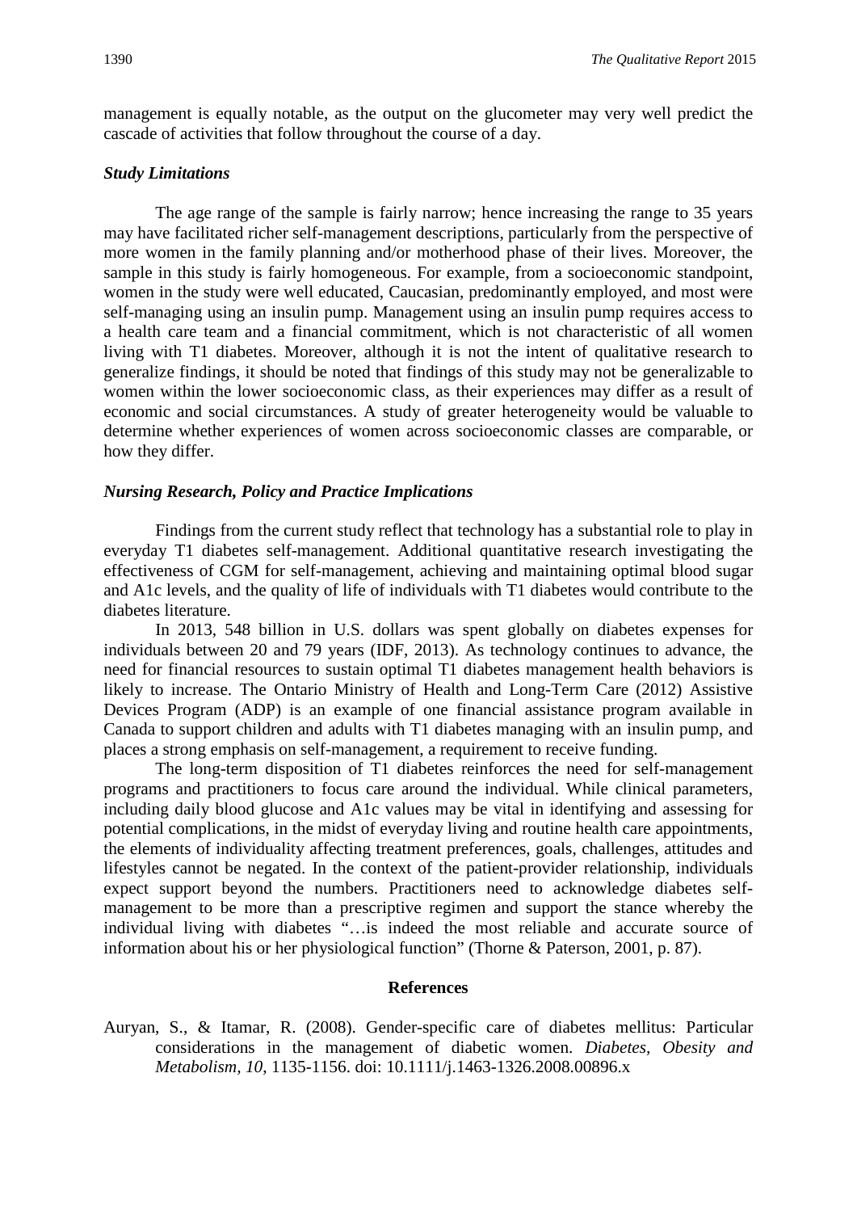management is equally notable, as the output on the glucometer may very well predict the cascade of activities that follow throughout the course of a day.

### *Study Limitations*

The age range of the sample is fairly narrow; hence increasing the range to 35 years may have facilitated richer self-management descriptions, particularly from the perspective of more women in the family planning and/or motherhood phase of their lives. Moreover, the sample in this study is fairly homogeneous. For example, from a socioeconomic standpoint, women in the study were well educated, Caucasian, predominantly employed, and most were self-managing using an insulin pump. Management using an insulin pump requires access to a health care team and a financial commitment, which is not characteristic of all women living with T1 diabetes. Moreover, although it is not the intent of qualitative research to generalize findings, it should be noted that findings of this study may not be generalizable to women within the lower socioeconomic class, as their experiences may differ as a result of economic and social circumstances. A study of greater heterogeneity would be valuable to determine whether experiences of women across socioeconomic classes are comparable, or how they differ.

### *Nursing Research, Policy and Practice Implications*

Findings from the current study reflect that technology has a substantial role to play in everyday T1 diabetes self-management. Additional quantitative research investigating the effectiveness of CGM for self-management, achieving and maintaining optimal blood sugar and A1c levels, and the quality of life of individuals with T1 diabetes would contribute to the diabetes literature.

In 2013, 548 billion in U.S. dollars was spent globally on diabetes expenses for individuals between 20 and 79 years (IDF, 2013). As technology continues to advance, the need for financial resources to sustain optimal T1 diabetes management health behaviors is likely to increase. The Ontario Ministry of Health and Long-Term Care (2012) Assistive Devices Program (ADP) is an example of one financial assistance program available in Canada to support children and adults with T1 diabetes managing with an insulin pump, and places a strong emphasis on self-management, a requirement to receive funding.

The long-term disposition of T1 diabetes reinforces the need for self-management programs and practitioners to focus care around the individual. While clinical parameters, including daily blood glucose and A1c values may be vital in identifying and assessing for potential complications, in the midst of everyday living and routine health care appointments, the elements of individuality affecting treatment preferences, goals, challenges, attitudes and lifestyles cannot be negated. In the context of the patient-provider relationship, individuals expect support beyond the numbers. Practitioners need to acknowledge diabetes self-management to be more than a prescriptive regimen and support the stance whereby the individual living with diabetes "…is indeed the most reliable and accurate source of information about his or her physiological function" (Thorne & Paterson, 2001, p. 87).

## References

Auryan, S., & Itamar, R. (2008). Gender-specific care of diabetes mellitus: Particular considerations in the management of diabetic women. *Diabetes, Obesity and Metabolism, 10*, 1135-1156. doi: 10.1111/j.1463-1326.2008.00896.x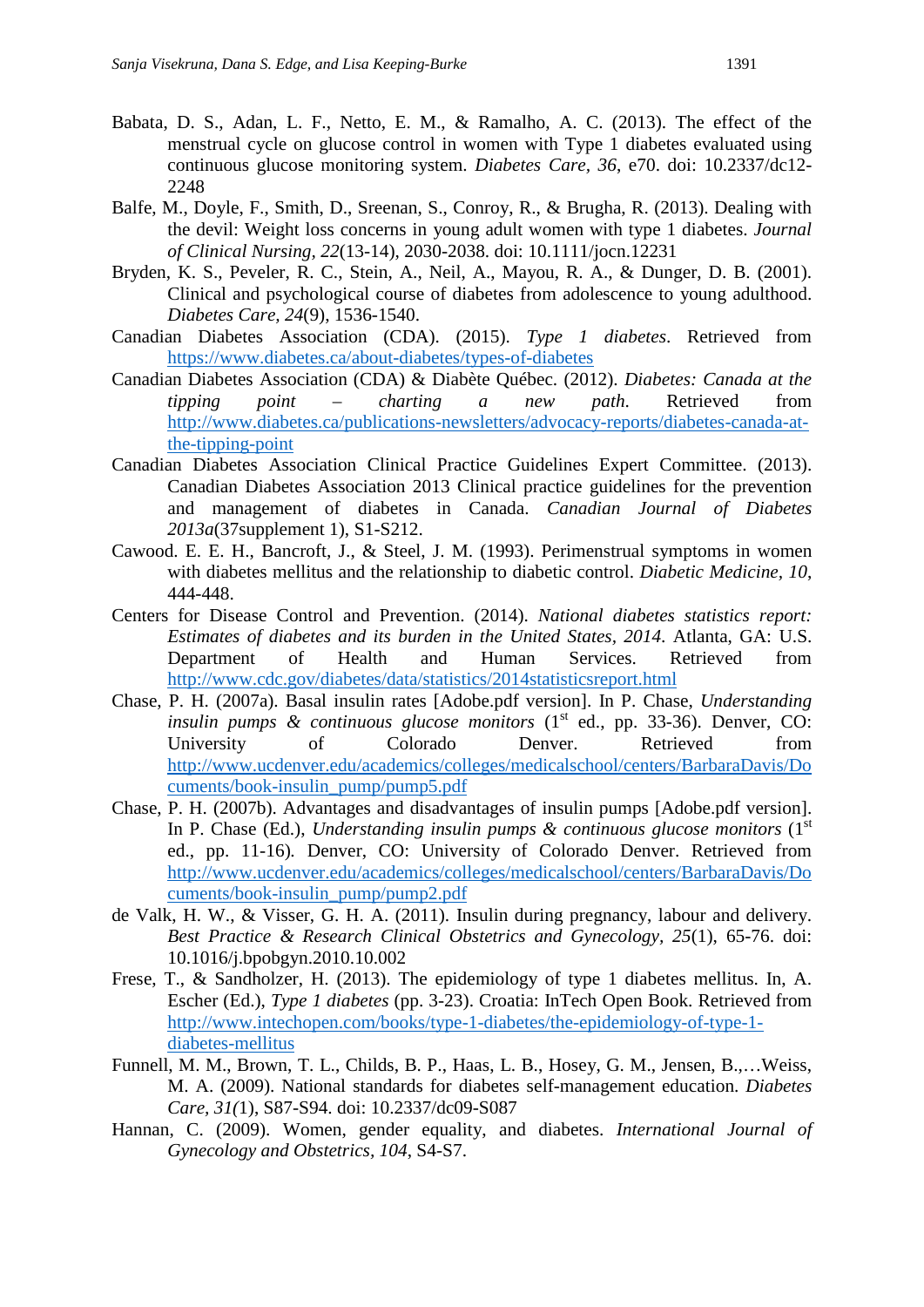Babata, D. S., Adan, L. F., Netto, E. M., & Ramalho, A. C. (2013). The effect of the menstrual cycle on glucose control in women with Type 1 diabetes evaluated using continuous glucose monitoring system. *Diabetes Care, 36*, e70. doi: 10.2337/dc12-2248

Balfe, M., Doyle, F., Smith, D., Sreenan, S., Conroy, R., & Brugha, R. (2013). Dealing with the devil: Weight loss concerns in young adult women with type 1 diabetes. *Journal of Clinical Nursing, 22*(13-14), 2030-2038. doi: 10.1111/jocn.12231

Bryden, K. S., Peveler, R. C., Stein, A., Neil, A., Mayou, R. A., & Dunger, D. B. (2001). Clinical and psychological course of diabetes from adolescence to young adulthood. *Diabetes Care, 24*(9), 1536-1540.

Canadian Diabetes Association (CDA). (2015). *Type 1 diabetes*. Retrieved from https://www.diabetes.ca/about-diabetes/types-of-diabetes

Canadian Diabetes Association (CDA) & Diabète Québec. (2012). *Diabetes: Canada at the tipping point – charting a new path.* Retrieved from http://www.diabetes.ca/publications-newsletters/advocacy-reports/diabetes-canada-at-the-tipping-point

Canadian Diabetes Association Clinical Practice Guidelines Expert Committee. (2013). Canadian Diabetes Association 2013 Clinical practice guidelines for the prevention and management of diabetes in Canada. *Canadian Journal of Diabetes 2013a*(37supplement 1), S1-S212.

Cawood. E. E. H., Bancroft, J., & Steel, J. M. (1993). Perimenstrual symptoms in women with diabetes mellitus and the relationship to diabetic control. *Diabetic Medicine, 10*, 444-448.

Centers for Disease Control and Prevention. (2014). *National diabetes statistics report: Estimates of diabetes and its burden in the United States, 2014*. Atlanta, GA: U.S. Department of Health and Human Services. Retrieved from http://www.cdc.gov/diabetes/data/statistics/2014statisticsreport.html

Chase, P. H. (2007a). Basal insulin rates [Adobe.pdf version]. In P. Chase, *Understanding insulin pumps & continuous glucose monitors* (1st ed., pp. 33-36). Denver, CO: University of Colorado Denver. Retrieved from http://www.ucdenver.edu/academics/colleges/medicalschool/centers/BarbaraDavis/Documents/book-insulin_pump/pump5.pdf

Chase, P. H. (2007b). Advantages and disadvantages of insulin pumps [Adobe.pdf version]. In P. Chase (Ed.), *Understanding insulin pumps & continuous glucose monitors* (1st ed., pp. 11-16). Denver, CO: University of Colorado Denver. Retrieved from http://www.ucdenver.edu/academics/colleges/medicalschool/centers/BarbaraDavis/Documents/book-insulin_pump/pump2.pdf

de Valk, H. W., & Visser, G. H. A. (2011). Insulin during pregnancy, labour and delivery. *Best Practice & Research Clinical Obstetrics and Gynecology, 25*(1), 65-76. doi: 10.1016/j.bpobgyn.2010.10.002

Frese, T., & Sandholzer, H. (2013). The epidemiology of type 1 diabetes mellitus. In, A. Escher (Ed.), *Type 1 diabetes* (pp. 3-23). Croatia: InTech Open Book. Retrieved from http://www.intechopen.com/books/type-1-diabetes/the-epidemiology-of-type-1-diabetes-mellitus

Funnell, M. M., Brown, T. L., Childs, B. P., Haas, L. B., Hosey, G. M., Jensen, B.,…Weiss, M. A. (2009). National standards for diabetes self-management education. *Diabetes Care, 31(*1), S87-S94. doi: 10.2337/dc09-S087

Hannan, C. (2009). Women, gender equality, and diabetes. *International Journal of Gynecology and Obstetrics, 104*, S4-S7.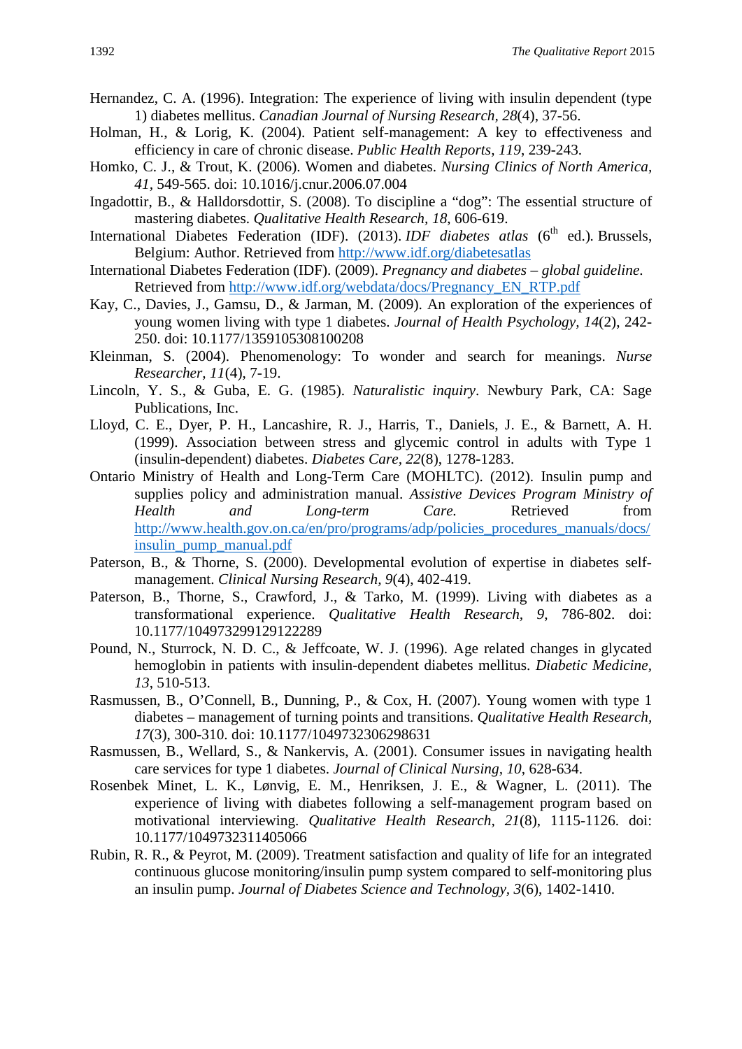Hernandez, C. A. (1996). Integration: The experience of living with insulin dependent (type 1) diabetes mellitus. *Canadian Journal of Nursing Research, 28*(4), 37-56.

Holman, H., & Lorig, K. (2004). Patient self-management: A key to effectiveness and efficiency in care of chronic disease. *Public Health Reports, 119*, 239-243.

Homko, C. J., & Trout, K. (2006). Women and diabetes. *Nursing Clinics of North America, 41*, 549-565. doi: 10.1016/j.cnur.2006.07.004

Ingadottir, B., & Halldorsdottir, S. (2008). To discipline a "dog": The essential structure of mastering diabetes. *Qualitative Health Research, 18*, 606-619.

International Diabetes Federation (IDF). (2013). *IDF diabetes atlas* (6th ed.). Brussels, Belgium: Author. Retrieved from http://www.idf.org/diabetesatlas

International Diabetes Federation (IDF). (2009). *Pregnancy and diabetes – global guideline*. Retrieved from http://www.idf.org/webdata/docs/Pregnancy_EN_RTP.pdf

Kay, C., Davies, J., Gamsu, D., & Jarman, M. (2009). An exploration of the experiences of young women living with type 1 diabetes. *Journal of Health Psychology, 14*(2), 242-250. doi: 10.1177/1359105308100208

Kleinman, S. (2004). Phenomenology: To wonder and search for meanings. *Nurse Researcher, 11*(4), 7-19.

Lincoln, Y. S., & Guba, E. G. (1985). *Naturalistic inquiry*. Newbury Park, CA: Sage Publications, Inc.

Lloyd, C. E., Dyer, P. H., Lancashire, R. J., Harris, T., Daniels, J. E., & Barnett, A. H. (1999). Association between stress and glycemic control in adults with Type 1 (insulin-dependent) diabetes. *Diabetes Care, 22*(8), 1278-1283.

Ontario Ministry of Health and Long-Term Care (MOHLTC). (2012). Insulin pump and supplies policy and administration manual. *Assistive Devices Program Ministry of Health and Long-term Care.* Retrieved from http://www.health.gov.on.ca/en/pro/programs/adp/policies_procedures_manuals/docs/insulin_pump_manual.pdf

Paterson, B., & Thorne, S. (2000). Developmental evolution of expertise in diabetes self-management. *Clinical Nursing Research, 9*(4), 402-419.

Paterson, B., Thorne, S., Crawford, J., & Tarko, M. (1999). Living with diabetes as a transformational experience. *Qualitative Health Research, 9*, 786-802. doi: 10.1177/104973299129122289

Pound, N., Sturrock, N. D. C., & Jeffcoate, W. J. (1996). Age related changes in glycated hemoglobin in patients with insulin-dependent diabetes mellitus. *Diabetic Medicine, 13*, 510-513.

Rasmussen, B., O'Connell, B., Dunning, P., & Cox, H. (2007). Young women with type 1 diabetes – management of turning points and transitions. *Qualitative Health Research, 17*(3), 300-310. doi: 10.1177/1049732306298631

Rasmussen, B., Wellard, S., & Nankervis, A. (2001). Consumer issues in navigating health care services for type 1 diabetes. *Journal of Clinical Nursing, 10*, 628-634.

Rosenbek Minet, L. K., Lønvig, E. M., Henriksen, J. E., & Wagner, L. (2011). The experience of living with diabetes following a self-management program based on motivational interviewing. *Qualitative Health Research, 21*(8), 1115-1126. doi: 10.1177/1049732311405066

Rubin, R. R., & Peyrot, M. (2009). Treatment satisfaction and quality of life for an integrated continuous glucose monitoring/insulin pump system compared to self-monitoring plus an insulin pump. *Journal of Diabetes Science and Technology, 3*(6), 1402-1410.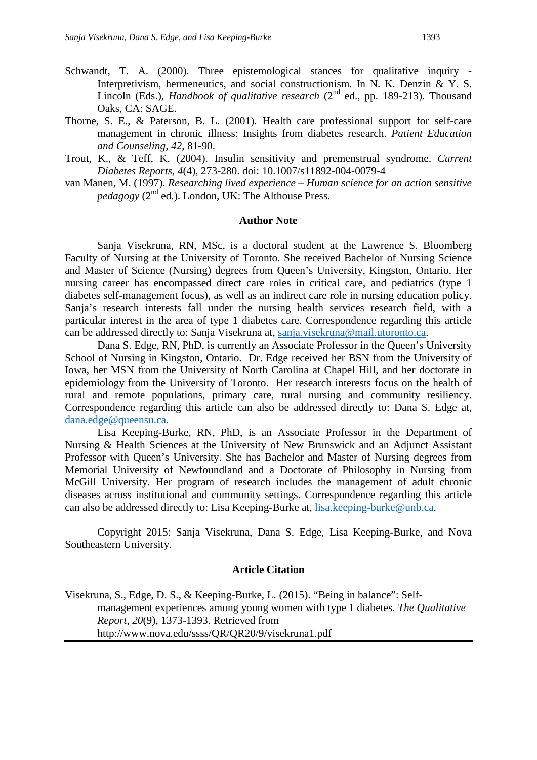Schwandt, T. A. (2000). Three epistemological stances for qualitative inquiry - Interpretivism, hermeneutics, and social constructionism. In N. K. Denzin & Y. S. Lincoln (Eds.), *Handbook of qualitative research* (2nd ed., pp. 189-213). Thousand Oaks, CA: SAGE.

Thorne, S. E., & Paterson, B. L. (2001). Health care professional support for self-care management in chronic illness: Insights from diabetes research. *Patient Education and Counseling, 42*, 81-90.

Trout, K., & Teff, K. (2004). Insulin sensitivity and premenstrual syndrome. *Current Diabetes Reports, 4*(4), 273-280. doi: 10.1007/s11892-004-0079-4

van Manen, M. (1997). *Researching lived experience – Human science for an action sensitive pedagogy* (2nd ed.). London, UK: The Althouse Press.

## Author Note

Sanja Visekruna, RN, MSc, is a doctoral student at the Lawrence S. Bloomberg Faculty of Nursing at the University of Toronto. She received Bachelor of Nursing Science and Master of Science (Nursing) degrees from Queen's University, Kingston, Ontario. Her nursing career has encompassed direct care roles in critical care, and pediatrics (type 1 diabetes self-management focus), as well as an indirect care role in nursing education policy. Sanja's research interests fall under the nursing health services research field, with a particular interest in the area of type 1 diabetes care. Correspondence regarding this article can be addressed directly to: Sanja Visekruna at, sanja.visekruna@mail.utoronto.ca.

Dana S. Edge, RN, PhD, is currently an Associate Professor in the Queen's University School of Nursing in Kingston, Ontario. Dr. Edge received her BSN from the University of Iowa, her MSN from the University of North Carolina at Chapel Hill, and her doctorate in epidemiology from the University of Toronto. Her research interests focus on the health of rural and remote populations, primary care, rural nursing and community resiliency. Correspondence regarding this article can also be addressed directly to: Dana S. Edge at, dana.edge@queensu.ca.

Lisa Keeping-Burke, RN, PhD, is an Associate Professor in the Department of Nursing & Health Sciences at the University of New Brunswick and an Adjunct Assistant Professor with Queen's University. She has Bachelor and Master of Nursing degrees from Memorial University of Newfoundland and a Doctorate of Philosophy in Nursing from McGill University. Her program of research includes the management of adult chronic diseases across institutional and community settings. Correspondence regarding this article can also be addressed directly to: Lisa Keeping-Burke at, lisa.keeping-burke@unb.ca.

Copyright 2015: Sanja Visekruna, Dana S. Edge, Lisa Keeping-Burke, and Nova Southeastern University.

## Article Citation

Visekruna, S., Edge, D. S., & Keeping-Burke, L. (2015). "Being in balance": Self-management experiences among young women with type 1 diabetes. *The Qualitative Report, 20*(9), 1373-1393. Retrieved from http://www.nova.edu/ssss/QR/QR20/9/visekruna1.pdf